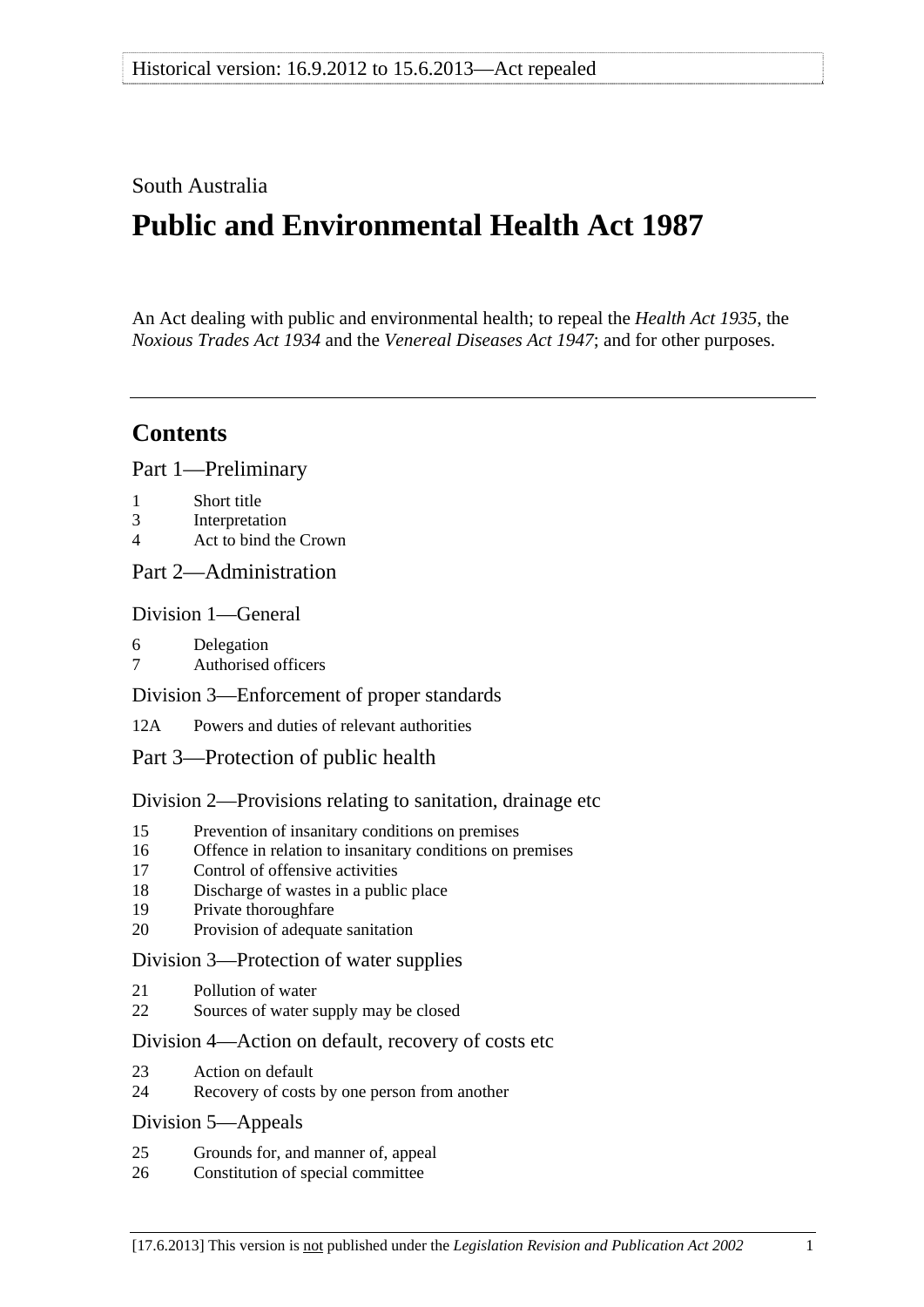Historical version: 16.9.2012 to 15.6.2013—Act repealed

South Australia

# Public and Environmental Health Act 1987

An Act dealing with public and environmental health; to repeal the *Health Act 1935*, the *Noxious Trades Act 1934* and the *Venereal Diseases Act 1947*; and for other purposes.

---

## Contents

### Part 1—Preliminary

1 Short title
3 Interpretation
4 Act to bind the Crown

### Part 2—Administration

#### Division 1—General

6 Delegation
7 Authorised officers

#### Division 3—Enforcement of proper standards

12A Powers and duties of relevant authorities

### Part 3—Protection of public health

#### Division 2—Provisions relating to sanitation, drainage etc

15 Prevention of insanitary conditions on premises
16 Offence in relation to insanitary conditions on premises
17 Control of offensive activities
18 Discharge of wastes in a public place
19 Private thoroughfare
20 Provision of adequate sanitation

#### Division 3—Protection of water supplies

21 Pollution of water
22 Sources of water supply may be closed

#### Division 4—Action on default, recovery of costs etc

23 Action on default
24 Recovery of costs by one person from another

#### Division 5—Appeals

25 Grounds for, and manner of, appeal
26 Constitution of special committee

[17.6.2013] This version is not published under the *Legislation Revision and Publication Act 2002*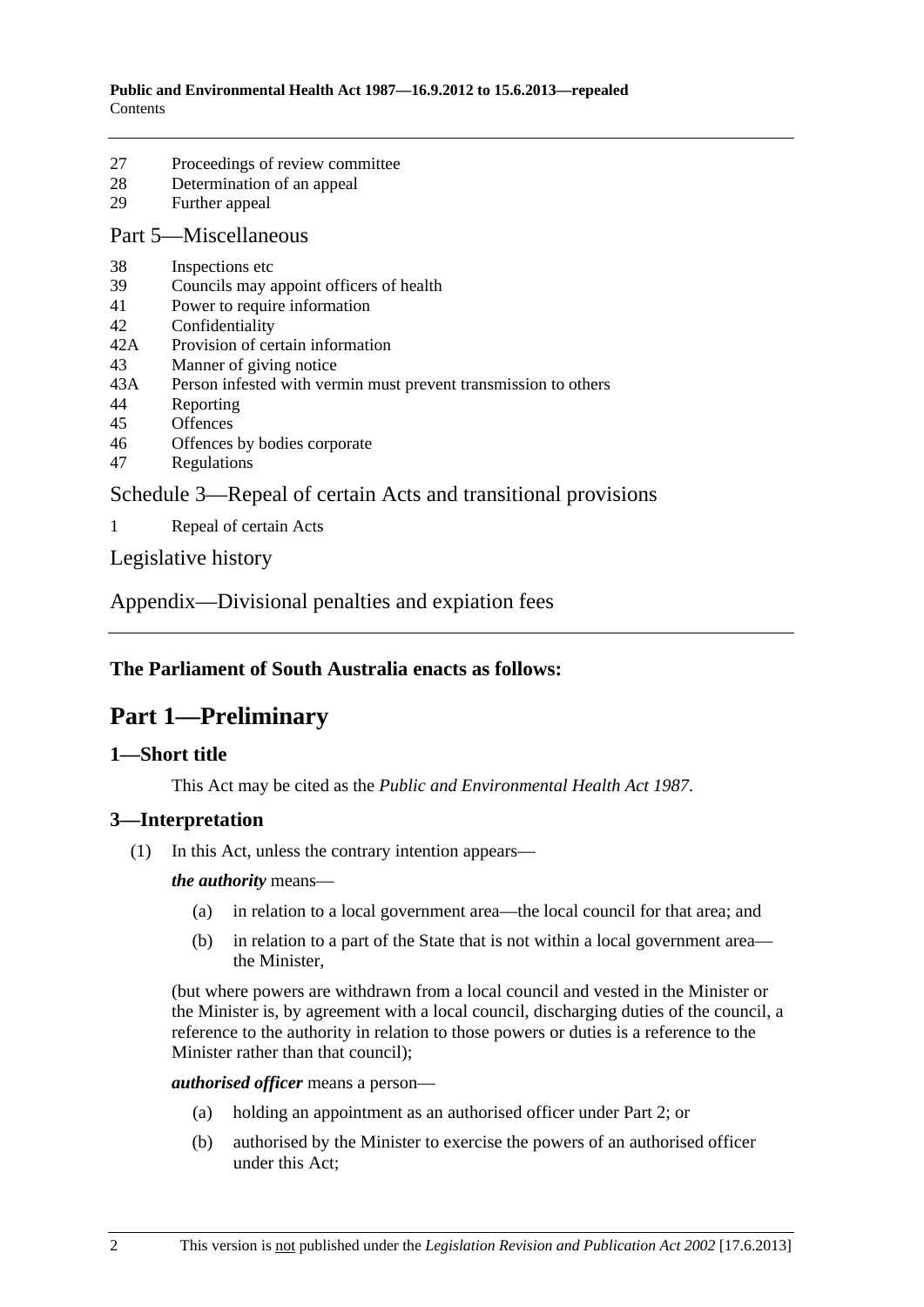27 Proceedings of review committee
28 Determination of an appeal
29 Further appeal

Part 5—Miscellaneous

38 Inspections etc
39 Councils may appoint officers of health
41 Power to require information
42 Confidentiality
42A Provision of certain information
43 Manner of giving notice
43A Person infested with vermin must prevent transmission to others
44 Reporting
45 Offences
46 Offences by bodies corporate
47 Regulations

Schedule 3—Repeal of certain Acts and transitional provisions

1 Repeal of certain Acts

Legislative history

Appendix—Divisional penalties and expiation fees

**The Parliament of South Australia enacts as follows:**

# Part 1—Preliminary

## 1—Short title

This Act may be cited as the *Public and Environmental Health Act 1987*.

## 3—Interpretation

(1) In this Act, unless the contrary intention appears—

***the authority*** means—

(a) in relation to a local government area—the local council for that area; and

(b) in relation to a part of the State that is not within a local government area—the Minister,

(but where powers are withdrawn from a local council and vested in the Minister or the Minister is, by agreement with a local council, discharging duties of the council, a reference to the authority in relation to those powers or duties is a reference to the Minister rather than that council);

***authorised officer*** means a person—

(a) holding an appointment as an authorised officer under Part 2; or

(b) authorised by the Minister to exercise the powers of an authorised officer under this Act;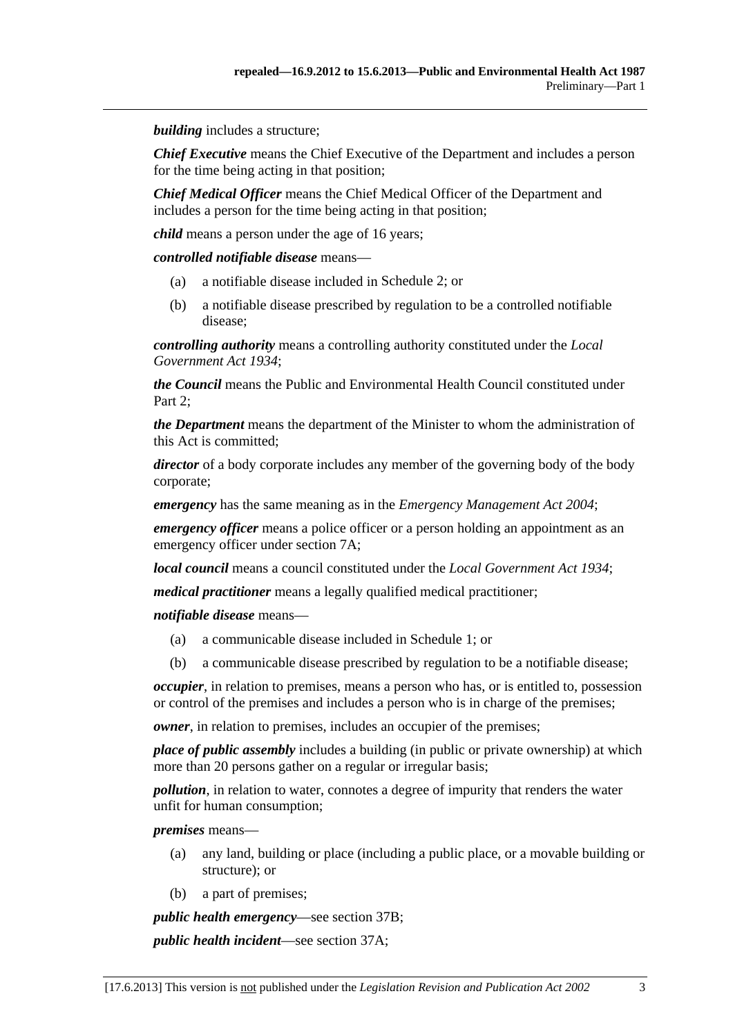***building*** includes a structure;

***Chief Executive*** means the Chief Executive of the Department and includes a person for the time being acting in that position;

***Chief Medical Officer*** means the Chief Medical Officer of the Department and includes a person for the time being acting in that position;

***child*** means a person under the age of 16 years;

***controlled notifiable disease*** means—

(a) a notifiable disease included in Schedule 2; or

(b) a notifiable disease prescribed by regulation to be a controlled notifiable disease;

***controlling authority*** means a controlling authority constituted under the *Local Government Act 1934*;

***the Council*** means the Public and Environmental Health Council constituted under Part 2;

***the Department*** means the department of the Minister to whom the administration of this Act is committed;

***director*** of a body corporate includes any member of the governing body of the body corporate;

***emergency*** has the same meaning as in the *Emergency Management Act 2004*;

***emergency officer*** means a police officer or a person holding an appointment as an emergency officer under section 7A;

***local council*** means a council constituted under the *Local Government Act 1934*;

***medical practitioner*** means a legally qualified medical practitioner;

***notifiable disease*** means—

(a) a communicable disease included in Schedule 1; or

(b) a communicable disease prescribed by regulation to be a notifiable disease;

***occupier***, in relation to premises, means a person who has, or is entitled to, possession or control of the premises and includes a person who is in charge of the premises;

***owner***, in relation to premises, includes an occupier of the premises;

***place of public assembly*** includes a building (in public or private ownership) at which more than 20 persons gather on a regular or irregular basis;

***pollution***, in relation to water, connotes a degree of impurity that renders the water unfit for human consumption;

***premises*** means—

(a) any land, building or place (including a public place, or a movable building or structure); or

(b) a part of premises;

***public health emergency***—see section 37B;

***public health incident***—see section 37A;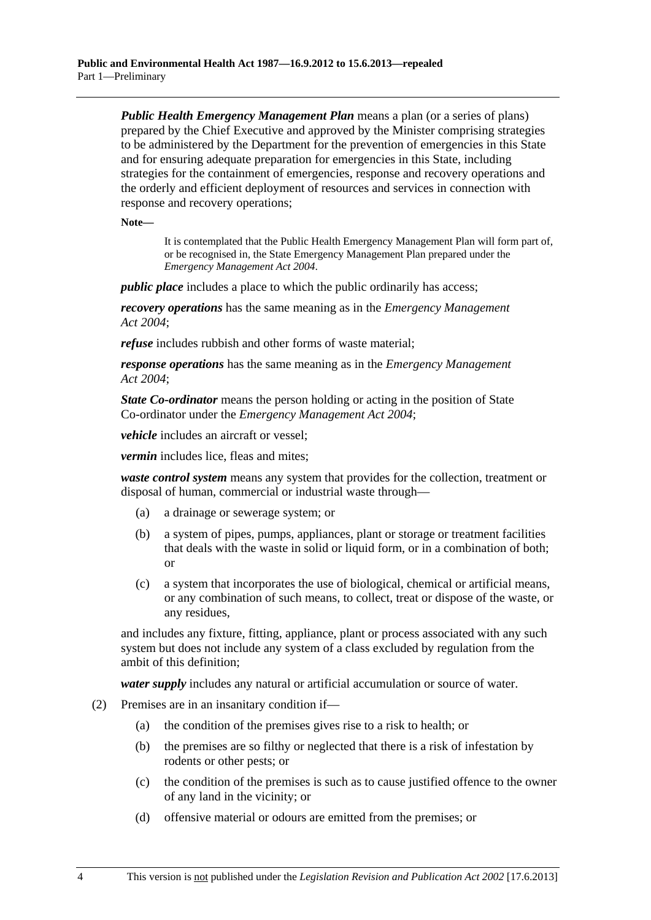***Public Health Emergency Management Plan*** means a plan (or a series of plans) prepared by the Chief Executive and approved by the Minister comprising strategies to be administered by the Department for the prevention of emergencies in this State and for ensuring adequate preparation for emergencies in this State, including strategies for the containment of emergencies, response and recovery operations and the orderly and efficient deployment of resources and services in connection with response and recovery operations;

**Note—**

> It is contemplated that the Public Health Emergency Management Plan will form part of, or be recognised in, the State Emergency Management Plan prepared under the *Emergency Management Act 2004*.

***public place*** includes a place to which the public ordinarily has access;

***recovery operations*** has the same meaning as in the *Emergency Management Act 2004*;

***refuse*** includes rubbish and other forms of waste material;

***response operations*** has the same meaning as in the *Emergency Management Act 2004*;

***State Co-ordinator*** means the person holding or acting in the position of State Co-ordinator under the *Emergency Management Act 2004*;

***vehicle*** includes an aircraft or vessel;

***vermin*** includes lice, fleas and mites;

***waste control system*** means any system that provides for the collection, treatment or disposal of human, commercial or industrial waste through—

(a) a drainage or sewerage system; or

(b) a system of pipes, pumps, appliances, plant or storage or treatment facilities that deals with the waste in solid or liquid form, or in a combination of both; or

(c) a system that incorporates the use of biological, chemical or artificial means, or any combination of such means, to collect, treat or dispose of the waste, or any residues,

and includes any fixture, fitting, appliance, plant or process associated with any such system but does not include any system of a class excluded by regulation from the ambit of this definition;

***water supply*** includes any natural or artificial accumulation or source of water.

(2) Premises are in an insanitary condition if—

(a) the condition of the premises gives rise to a risk to health; or

(b) the premises are so filthy or neglected that there is a risk of infestation by rodents or other pests; or

(c) the condition of the premises is such as to cause justified offence to the owner of any land in the vicinity; or

(d) offensive material or odours are emitted from the premises; or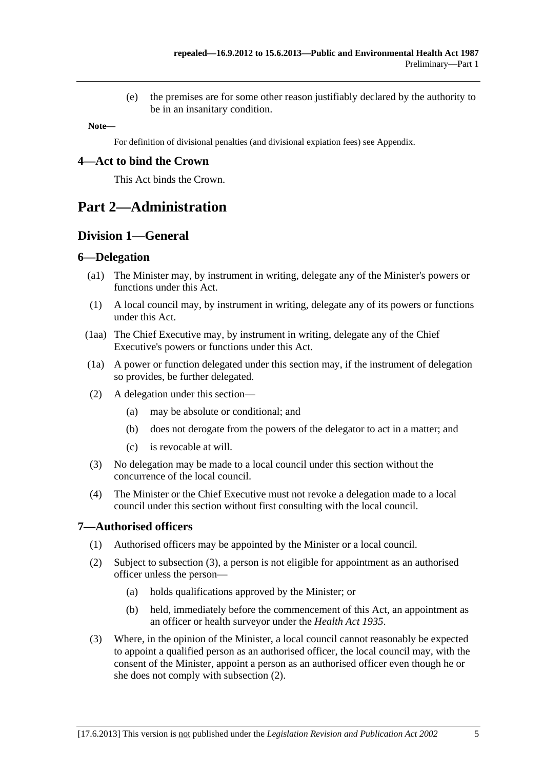(e) the premises are for some other reason justifiably declared by the authority to be in an insanitary condition.

**Note—**

For definition of divisional penalties (and divisional expiation fees) see Appendix.

### 4—Act to bind the Crown

This Act binds the Crown.

# Part 2—Administration

## Division 1—General

### 6—Delegation

(a1) The Minister may, by instrument in writing, delegate any of the Minister's powers or functions under this Act.

(1) A local council may, by instrument in writing, delegate any of its powers or functions under this Act.

(1aa) The Chief Executive may, by instrument in writing, delegate any of the Chief Executive's powers or functions under this Act.

(1a) A power or function delegated under this section may, if the instrument of delegation so provides, be further delegated.

(2) A delegation under this section—

(a) may be absolute or conditional; and

(b) does not derogate from the powers of the delegator to act in a matter; and

(c) is revocable at will.

(3) No delegation may be made to a local council under this section without the concurrence of the local council.

(4) The Minister or the Chief Executive must not revoke a delegation made to a local council under this section without first consulting with the local council.

### 7—Authorised officers

(1) Authorised officers may be appointed by the Minister or a local council.

(2) Subject to subsection (3), a person is not eligible for appointment as an authorised officer unless the person—

(a) holds qualifications approved by the Minister; or

(b) held, immediately before the commencement of this Act, an appointment as an officer or health surveyor under the *Health Act 1935*.

(3) Where, in the opinion of the Minister, a local council cannot reasonably be expected to appoint a qualified person as an authorised officer, the local council may, with the consent of the Minister, appoint a person as an authorised officer even though he or she does not comply with subsection (2).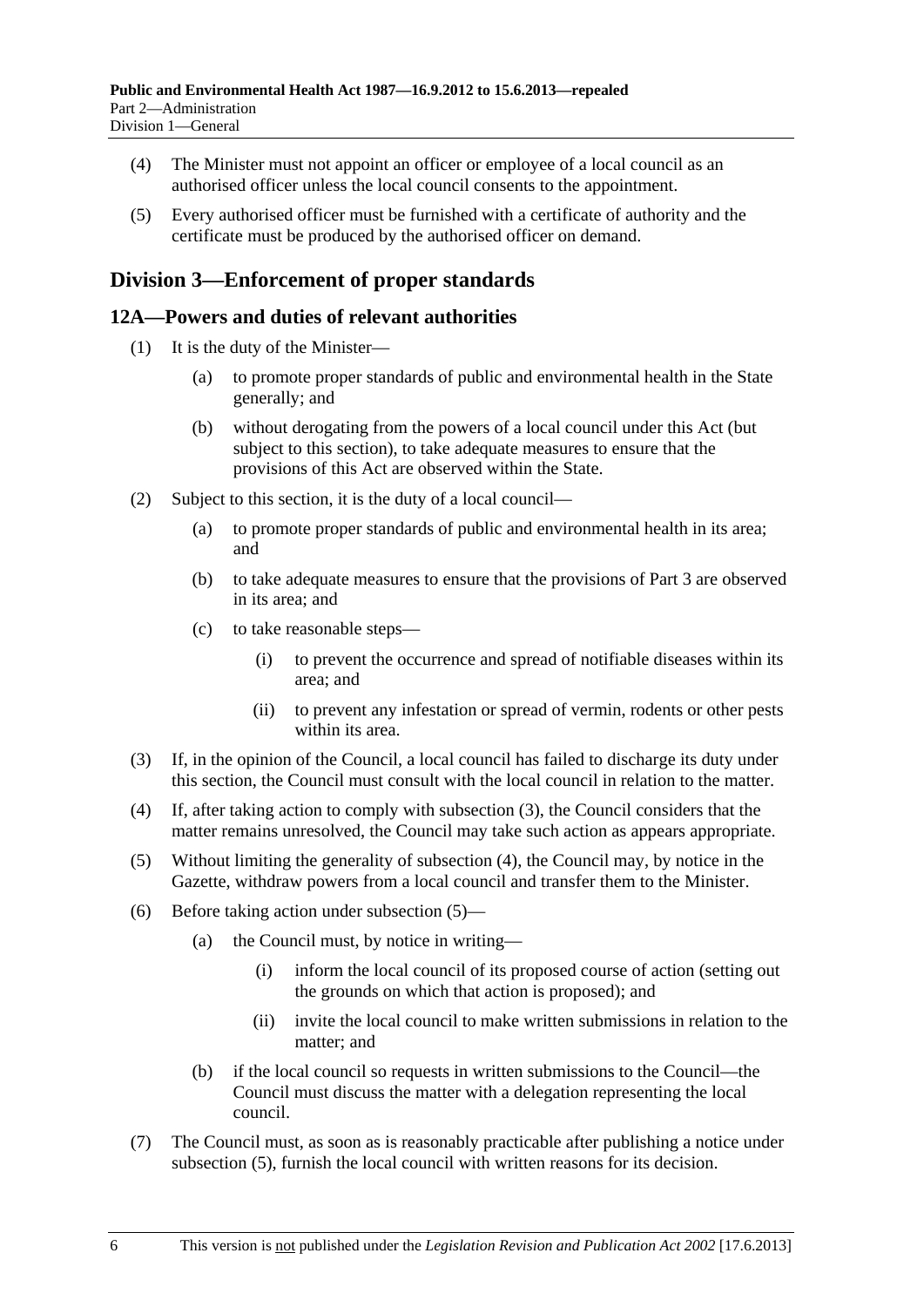(4) The Minister must not appoint an officer or employee of a local council as an authorised officer unless the local council consents to the appointment.

(5) Every authorised officer must be furnished with a certificate of authority and the certificate must be produced by the authorised officer on demand.

## Division 3—Enforcement of proper standards

### 12A—Powers and duties of relevant authorities

(1) It is the duty of the Minister—

(a) to promote proper standards of public and environmental health in the State generally; and

(b) without derogating from the powers of a local council under this Act (but subject to this section), to take adequate measures to ensure that the provisions of this Act are observed within the State.

(2) Subject to this section, it is the duty of a local council—

(a) to promote proper standards of public and environmental health in its area; and

(b) to take adequate measures to ensure that the provisions of Part 3 are observed in its area; and

(c) to take reasonable steps—

(i) to prevent the occurrence and spread of notifiable diseases within its area; and

(ii) to prevent any infestation or spread of vermin, rodents or other pests within its area.

(3) If, in the opinion of the Council, a local council has failed to discharge its duty under this section, the Council must consult with the local council in relation to the matter.

(4) If, after taking action to comply with subsection (3), the Council considers that the matter remains unresolved, the Council may take such action as appears appropriate.

(5) Without limiting the generality of subsection (4), the Council may, by notice in the Gazette, withdraw powers from a local council and transfer them to the Minister.

(6) Before taking action under subsection (5)—

(a) the Council must, by notice in writing—

(i) inform the local council of its proposed course of action (setting out the grounds on which that action is proposed); and

(ii) invite the local council to make written submissions in relation to the matter; and

(b) if the local council so requests in written submissions to the Council—the Council must discuss the matter with a delegation representing the local council.

(7) The Council must, as soon as is reasonably practicable after publishing a notice under subsection (5), furnish the local council with written reasons for its decision.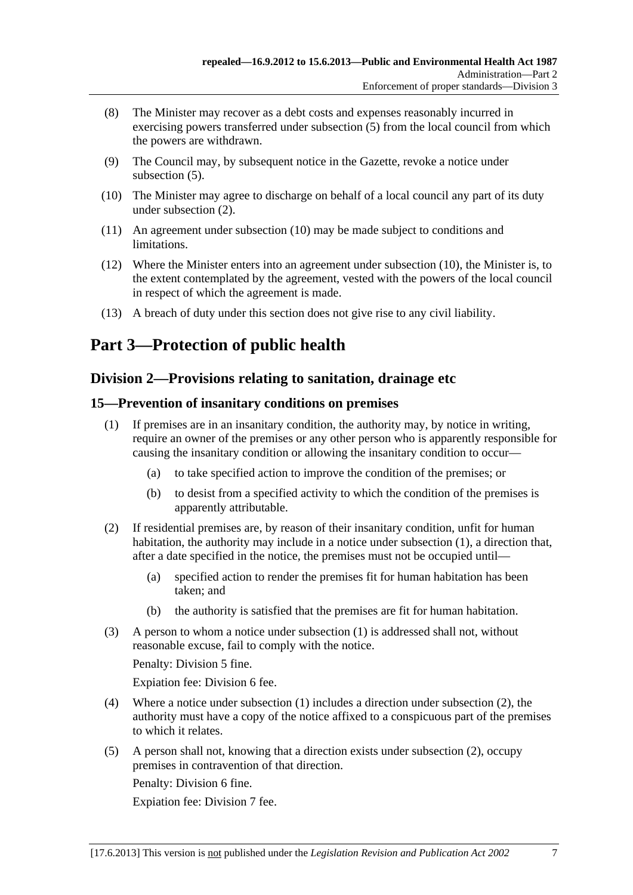(8) The Minister may recover as a debt costs and expenses reasonably incurred in exercising powers transferred under subsection (5) from the local council from which the powers are withdrawn.

(9) The Council may, by subsequent notice in the Gazette, revoke a notice under subsection (5).

(10) The Minister may agree to discharge on behalf of a local council any part of its duty under subsection (2).

(11) An agreement under subsection (10) may be made subject to conditions and limitations.

(12) Where the Minister enters into an agreement under subsection (10), the Minister is, to the extent contemplated by the agreement, vested with the powers of the local council in respect of which the agreement is made.

(13) A breach of duty under this section does not give rise to any civil liability.

# Part 3—Protection of public health

## Division 2—Provisions relating to sanitation, drainage etc

### 15—Prevention of insanitary conditions on premises

(1) If premises are in an insanitary condition, the authority may, by notice in writing, require an owner of the premises or any other person who is apparently responsible for causing the insanitary condition or allowing the insanitary condition to occur—

- (a) to take specified action to improve the condition of the premises; or
- (b) to desist from a specified activity to which the condition of the premises is apparently attributable.

(2) If residential premises are, by reason of their insanitary condition, unfit for human habitation, the authority may include in a notice under subsection (1), a direction that, after a date specified in the notice, the premises must not be occupied until—

- (a) specified action to render the premises fit for human habitation has been taken; and
- (b) the authority is satisfied that the premises are fit for human habitation.

(3) A person to whom a notice under subsection (1) is addressed shall not, without reasonable excuse, fail to comply with the notice.

Penalty: Division 5 fine.

Expiation fee: Division 6 fee.

(4) Where a notice under subsection (1) includes a direction under subsection (2), the authority must have a copy of the notice affixed to a conspicuous part of the premises to which it relates.

(5) A person shall not, knowing that a direction exists under subsection (2), occupy premises in contravention of that direction.

Penalty: Division 6 fine.

Expiation fee: Division 7 fee.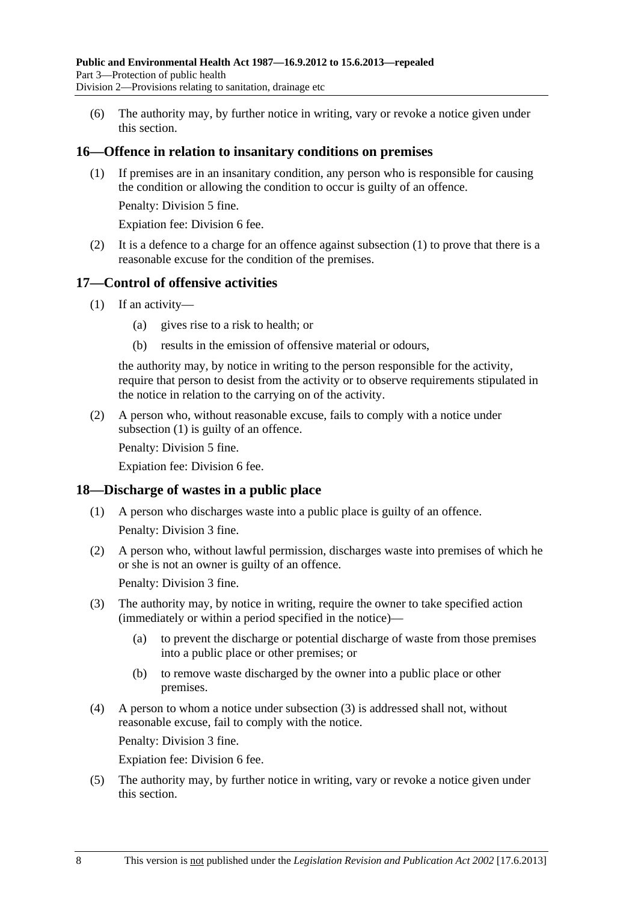(6) The authority may, by further notice in writing, vary or revoke a notice given under this section.

## 16—Offence in relation to insanitary conditions on premises

(1) If premises are in an insanitary condition, any person who is responsible for causing the condition or allowing the condition to occur is guilty of an offence.

Penalty: Division 5 fine.

Expiation fee: Division 6 fee.

(2) It is a defence to a charge for an offence against subsection (1) to prove that there is a reasonable excuse for the condition of the premises.

## 17—Control of offensive activities

(1) If an activity—

(a) gives rise to a risk to health; or

(b) results in the emission of offensive material or odours,

the authority may, by notice in writing to the person responsible for the activity, require that person to desist from the activity or to observe requirements stipulated in the notice in relation to the carrying on of the activity.

(2) A person who, without reasonable excuse, fails to comply with a notice under subsection (1) is guilty of an offence.

Penalty: Division 5 fine.

Expiation fee: Division 6 fee.

## 18—Discharge of wastes in a public place

(1) A person who discharges waste into a public place is guilty of an offence.

Penalty: Division 3 fine.

(2) A person who, without lawful permission, discharges waste into premises of which he or she is not an owner is guilty of an offence.

Penalty: Division 3 fine.

(3) The authority may, by notice in writing, require the owner to take specified action (immediately or within a period specified in the notice)—

(a) to prevent the discharge or potential discharge of waste from those premises into a public place or other premises; or

(b) to remove waste discharged by the owner into a public place or other premises.

(4) A person to whom a notice under subsection (3) is addressed shall not, without reasonable excuse, fail to comply with the notice.

Penalty: Division 3 fine.

Expiation fee: Division 6 fee.

(5) The authority may, by further notice in writing, vary or revoke a notice given under this section.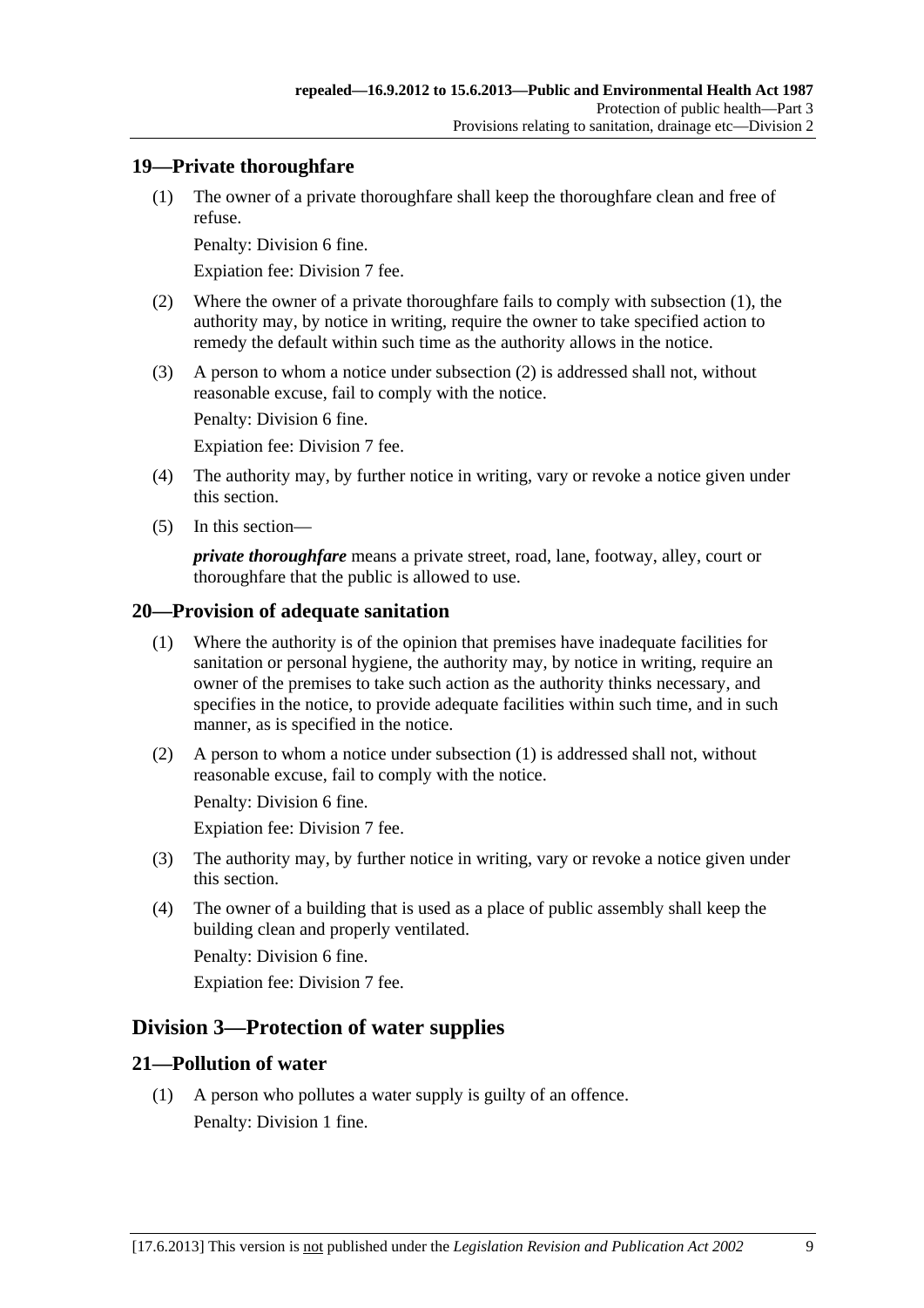## 19—Private thoroughfare

(1) The owner of a private thoroughfare shall keep the thoroughfare clean and free of refuse.

Penalty: Division 6 fine.

Expiation fee: Division 7 fee.

(2) Where the owner of a private thoroughfare fails to comply with subsection (1), the authority may, by notice in writing, require the owner to take specified action to remedy the default within such time as the authority allows in the notice.

(3) A person to whom a notice under subsection (2) is addressed shall not, without reasonable excuse, fail to comply with the notice.

Penalty: Division 6 fine.

Expiation fee: Division 7 fee.

(4) The authority may, by further notice in writing, vary or revoke a notice given under this section.

(5) In this section—

***private thoroughfare*** means a private street, road, lane, footway, alley, court or thoroughfare that the public is allowed to use.

## 20—Provision of adequate sanitation

(1) Where the authority is of the opinion that premises have inadequate facilities for sanitation or personal hygiene, the authority may, by notice in writing, require an owner of the premises to take such action as the authority thinks necessary, and specifies in the notice, to provide adequate facilities within such time, and in such manner, as is specified in the notice.

(2) A person to whom a notice under subsection (1) is addressed shall not, without reasonable excuse, fail to comply with the notice.

Penalty: Division 6 fine.

Expiation fee: Division 7 fee.

(3) The authority may, by further notice in writing, vary or revoke a notice given under this section.

(4) The owner of a building that is used as a place of public assembly shall keep the building clean and properly ventilated.

Penalty: Division 6 fine.

Expiation fee: Division 7 fee.

# Division 3—Protection of water supplies

## 21—Pollution of water

(1) A person who pollutes a water supply is guilty of an offence.

Penalty: Division 1 fine.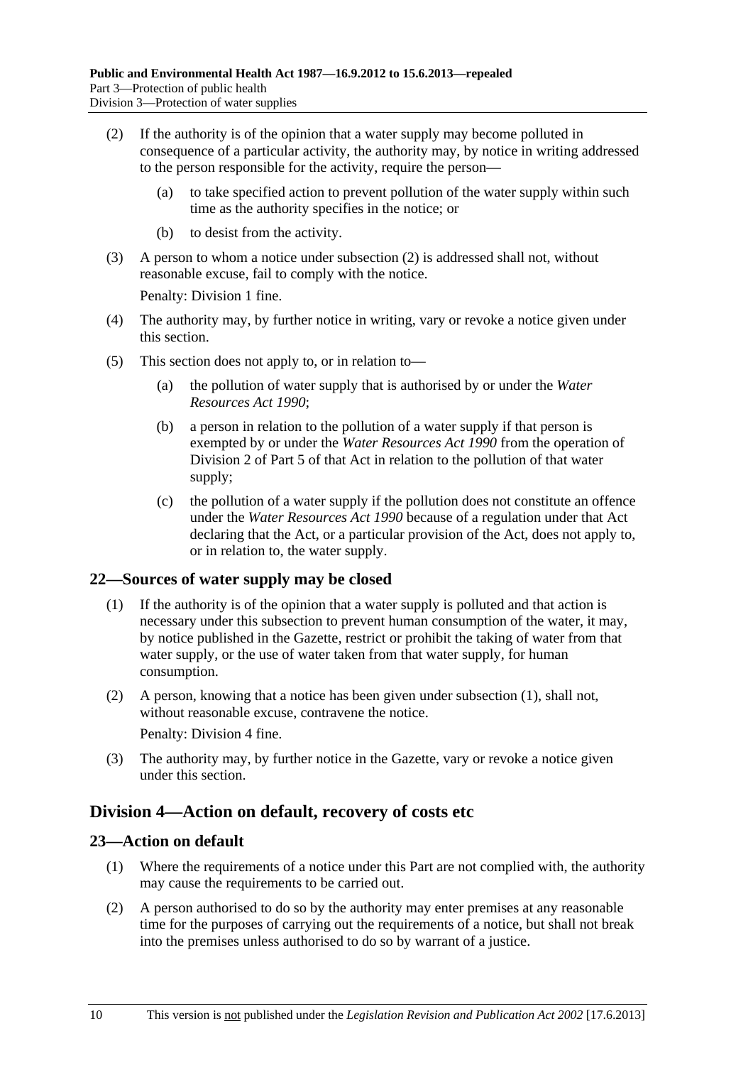(2) If the authority is of the opinion that a water supply may become polluted in consequence of a particular activity, the authority may, by notice in writing addressed to the person responsible for the activity, require the person—

(a) to take specified action to prevent pollution of the water supply within such time as the authority specifies in the notice; or

(b) to desist from the activity.

(3) A person to whom a notice under subsection (2) is addressed shall not, without reasonable excuse, fail to comply with the notice.

Penalty: Division 1 fine.

(4) The authority may, by further notice in writing, vary or revoke a notice given under this section.

(5) This section does not apply to, or in relation to—

(a) the pollution of water supply that is authorised by or under the *Water Resources Act 1990*;

(b) a person in relation to the pollution of a water supply if that person is exempted by or under the *Water Resources Act 1990* from the operation of Division 2 of Part 5 of that Act in relation to the pollution of that water supply;

(c) the pollution of a water supply if the pollution does not constitute an offence under the *Water Resources Act 1990* because of a regulation under that Act declaring that the Act, or a particular provision of the Act, does not apply to, or in relation to, the water supply.

### 22—Sources of water supply may be closed

(1) If the authority is of the opinion that a water supply is polluted and that action is necessary under this subsection to prevent human consumption of the water, it may, by notice published in the Gazette, restrict or prohibit the taking of water from that water supply, or the use of water taken from that water supply, for human consumption.

(2) A person, knowing that a notice has been given under subsection (1), shall not, without reasonable excuse, contravene the notice.

Penalty: Division 4 fine.

(3) The authority may, by further notice in the Gazette, vary or revoke a notice given under this section.

## Division 4—Action on default, recovery of costs etc

### 23—Action on default

(1) Where the requirements of a notice under this Part are not complied with, the authority may cause the requirements to be carried out.

(2) A person authorised to do so by the authority may enter premises at any reasonable time for the purposes of carrying out the requirements of a notice, but shall not break into the premises unless authorised to do so by warrant of a justice.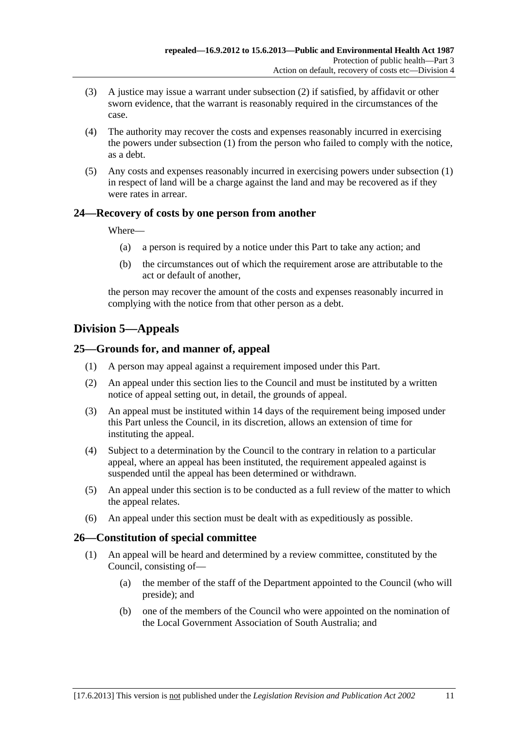(3) A justice may issue a warrant under subsection (2) if satisfied, by affidavit or other sworn evidence, that the warrant is reasonably required in the circumstances of the case.

(4) The authority may recover the costs and expenses reasonably incurred in exercising the powers under subsection (1) from the person who failed to comply with the notice, as a debt.

(5) Any costs and expenses reasonably incurred in exercising powers under subsection (1) in respect of land will be a charge against the land and may be recovered as if they were rates in arrear.

### 24—Recovery of costs by one person from another

Where—

(a) a person is required by a notice under this Part to take any action; and

(b) the circumstances out of which the requirement arose are attributable to the act or default of another,

the person may recover the amount of the costs and expenses reasonably incurred in complying with the notice from that other person as a debt.

## Division 5—Appeals

### 25—Grounds for, and manner of, appeal

(1) A person may appeal against a requirement imposed under this Part.

(2) An appeal under this section lies to the Council and must be instituted by a written notice of appeal setting out, in detail, the grounds of appeal.

(3) An appeal must be instituted within 14 days of the requirement being imposed under this Part unless the Council, in its discretion, allows an extension of time for instituting the appeal.

(4) Subject to a determination by the Council to the contrary in relation to a particular appeal, where an appeal has been instituted, the requirement appealed against is suspended until the appeal has been determined or withdrawn.

(5) An appeal under this section is to be conducted as a full review of the matter to which the appeal relates.

(6) An appeal under this section must be dealt with as expeditiously as possible.

### 26—Constitution of special committee

(1) An appeal will be heard and determined by a review committee, constituted by the Council, consisting of—

(a) the member of the staff of the Department appointed to the Council (who will preside); and

(b) one of the members of the Council who were appointed on the nomination of the Local Government Association of South Australia; and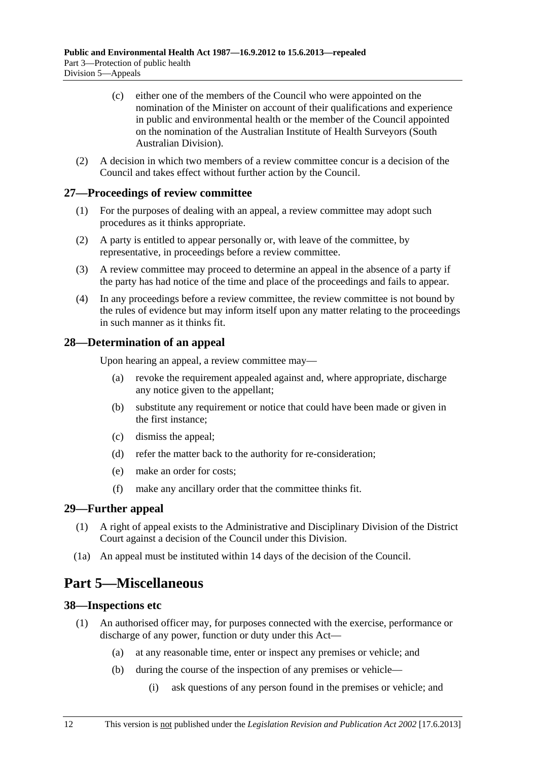(c) either one of the members of the Council who were appointed on the nomination of the Minister on account of their qualifications and experience in public and environmental health or the member of the Council appointed on the nomination of the Australian Institute of Health Surveyors (South Australian Division).

(2) A decision in which two members of a review committee concur is a decision of the Council and takes effect without further action by the Council.

### 27—Proceedings of review committee

(1) For the purposes of dealing with an appeal, a review committee may adopt such procedures as it thinks appropriate.

(2) A party is entitled to appear personally or, with leave of the committee, by representative, in proceedings before a review committee.

(3) A review committee may proceed to determine an appeal in the absence of a party if the party has had notice of the time and place of the proceedings and fails to appear.

(4) In any proceedings before a review committee, the review committee is not bound by the rules of evidence but may inform itself upon any matter relating to the proceedings in such manner as it thinks fit.

### 28—Determination of an appeal

Upon hearing an appeal, a review committee may—

(a) revoke the requirement appealed against and, where appropriate, discharge any notice given to the appellant;

(b) substitute any requirement or notice that could have been made or given in the first instance;

(c) dismiss the appeal;

(d) refer the matter back to the authority for re-consideration;

(e) make an order for costs;

(f) make any ancillary order that the committee thinks fit.

### 29—Further appeal

(1) A right of appeal exists to the Administrative and Disciplinary Division of the District Court against a decision of the Council under this Division.

(1a) An appeal must be instituted within 14 days of the decision of the Council.

## Part 5—Miscellaneous

### 38—Inspections etc

(1) An authorised officer may, for purposes connected with the exercise, performance or discharge of any power, function or duty under this Act—

(a) at any reasonable time, enter or inspect any premises or vehicle; and

(b) during the course of the inspection of any premises or vehicle—

(i) ask questions of any person found in the premises or vehicle; and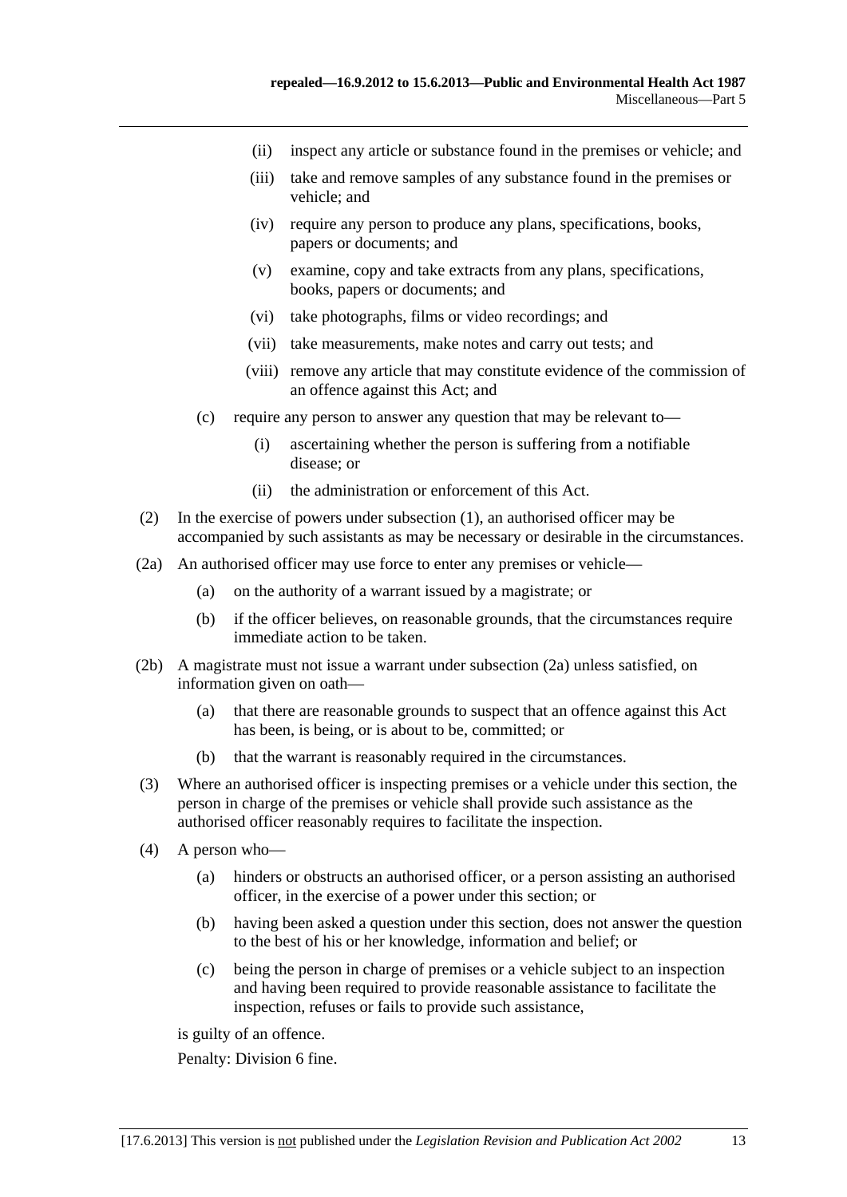(ii) inspect any article or substance found in the premises or vehicle; and

(iii) take and remove samples of any substance found in the premises or vehicle; and

(iv) require any person to produce any plans, specifications, books, papers or documents; and

(v) examine, copy and take extracts from any plans, specifications, books, papers or documents; and

(vi) take photographs, films or video recordings; and

(vii) take measurements, make notes and carry out tests; and

(viii) remove any article that may constitute evidence of the commission of an offence against this Act; and

(c) require any person to answer any question that may be relevant to—

(i) ascertaining whether the person is suffering from a notifiable disease; or

(ii) the administration or enforcement of this Act.

(2) In the exercise of powers under subsection (1), an authorised officer may be accompanied by such assistants as may be necessary or desirable in the circumstances.

(2a) An authorised officer may use force to enter any premises or vehicle—

(a) on the authority of a warrant issued by a magistrate; or

(b) if the officer believes, on reasonable grounds, that the circumstances require immediate action to be taken.

(2b) A magistrate must not issue a warrant under subsection (2a) unless satisfied, on information given on oath—

(a) that there are reasonable grounds to suspect that an offence against this Act has been, is being, or is about to be, committed; or

(b) that the warrant is reasonably required in the circumstances.

(3) Where an authorised officer is inspecting premises or a vehicle under this section, the person in charge of the premises or vehicle shall provide such assistance as the authorised officer reasonably requires to facilitate the inspection.

(4) A person who—

(a) hinders or obstructs an authorised officer, or a person assisting an authorised officer, in the exercise of a power under this section; or

(b) having been asked a question under this section, does not answer the question to the best of his or her knowledge, information and belief; or

(c) being the person in charge of premises or a vehicle subject to an inspection and having been required to provide reasonable assistance to facilitate the inspection, refuses or fails to provide such assistance,

is guilty of an offence.

Penalty: Division 6 fine.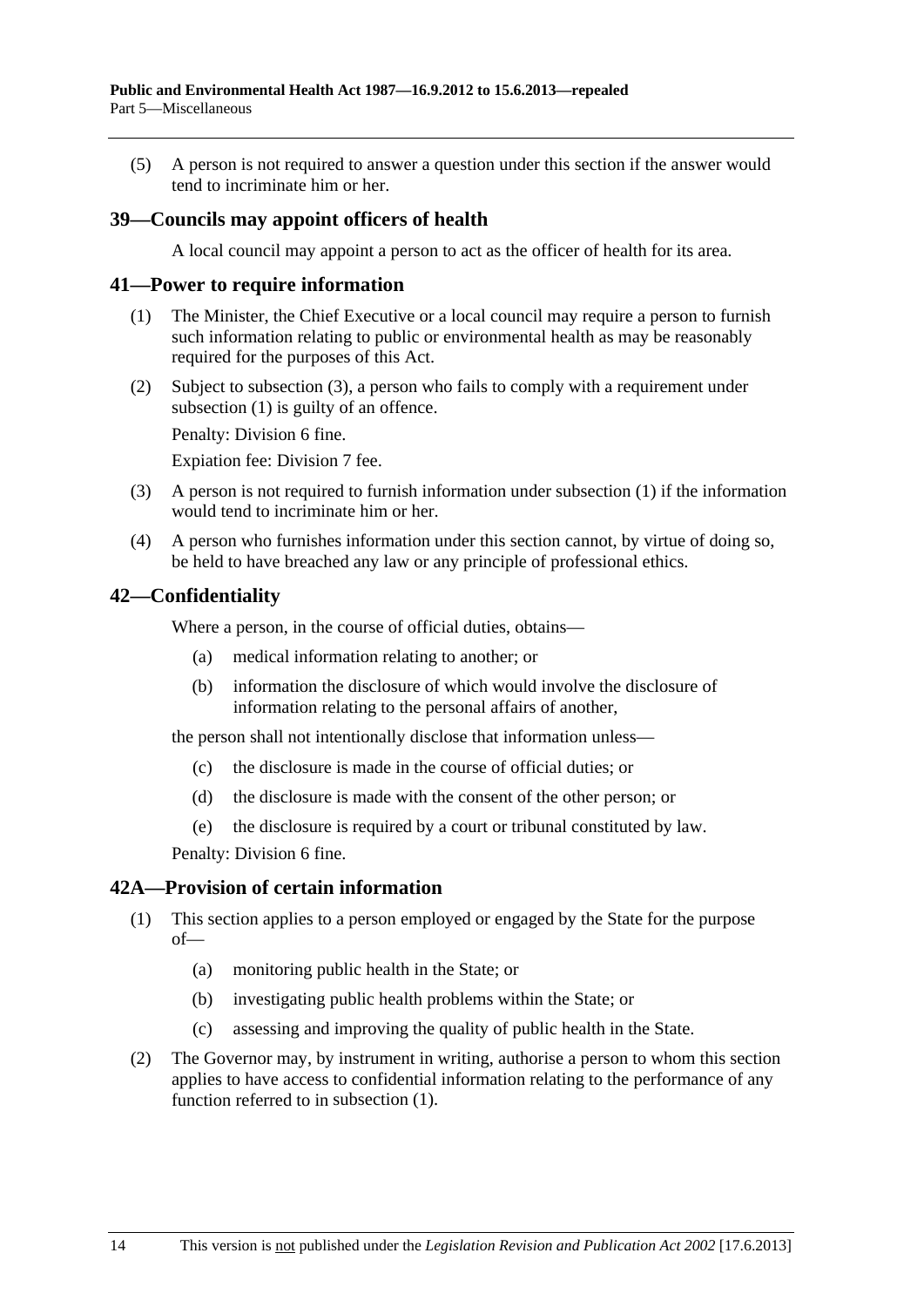(5) A person is not required to answer a question under this section if the answer would tend to incriminate him or her.

## 39—Councils may appoint officers of health

A local council may appoint a person to act as the officer of health for its area.

## 41—Power to require information

(1) The Minister, the Chief Executive or a local council may require a person to furnish such information relating to public or environmental health as may be reasonably required for the purposes of this Act.

(2) Subject to subsection (3), a person who fails to comply with a requirement under subsection (1) is guilty of an offence.

Penalty: Division 6 fine.

Expiation fee: Division 7 fee.

(3) A person is not required to furnish information under subsection (1) if the information would tend to incriminate him or her.

(4) A person who furnishes information under this section cannot, by virtue of doing so, be held to have breached any law or any principle of professional ethics.

## 42—Confidentiality

Where a person, in the course of official duties, obtains—

(a) medical information relating to another; or

(b) information the disclosure of which would involve the disclosure of information relating to the personal affairs of another,

the person shall not intentionally disclose that information unless—

(c) the disclosure is made in the course of official duties; or

(d) the disclosure is made with the consent of the other person; or

(e) the disclosure is required by a court or tribunal constituted by law.

Penalty: Division 6 fine.

## 42A—Provision of certain information

(1) This section applies to a person employed or engaged by the State for the purpose of—

(a) monitoring public health in the State; or

(b) investigating public health problems within the State; or

(c) assessing and improving the quality of public health in the State.

(2) The Governor may, by instrument in writing, authorise a person to whom this section applies to have access to confidential information relating to the performance of any function referred to in subsection (1).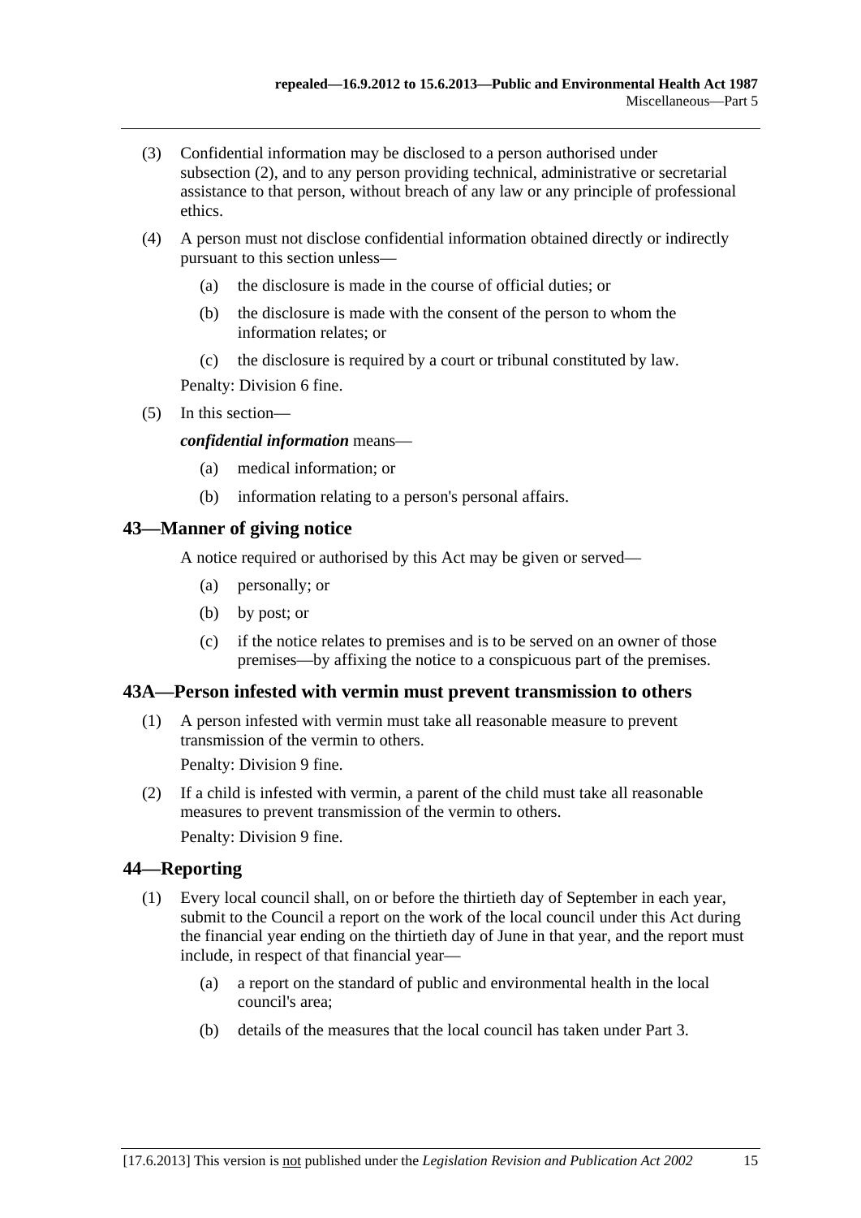(3) Confidential information may be disclosed to a person authorised under subsection (2), and to any person providing technical, administrative or secretarial assistance to that person, without breach of any law or any principle of professional ethics.

(4) A person must not disclose confidential information obtained directly or indirectly pursuant to this section unless—

- (a) the disclosure is made in the course of official duties; or
- (b) the disclosure is made with the consent of the person to whom the information relates; or
- (c) the disclosure is required by a court or tribunal constituted by law.

Penalty: Division 6 fine.

(5) In this section—

***confidential information*** means—

- (a) medical information; or
- (b) information relating to a person's personal affairs.

## 43—Manner of giving notice

A notice required or authorised by this Act may be given or served—

- (a) personally; or
- (b) by post; or
- (c) if the notice relates to premises and is to be served on an owner of those premises—by affixing the notice to a conspicuous part of the premises.

## 43A—Person infested with vermin must prevent transmission to others

(1) A person infested with vermin must take all reasonable measure to prevent transmission of the vermin to others.

Penalty: Division 9 fine.

(2) If a child is infested with vermin, a parent of the child must take all reasonable measures to prevent transmission of the vermin to others.

Penalty: Division 9 fine.

## 44—Reporting

(1) Every local council shall, on or before the thirtieth day of September in each year, submit to the Council a report on the work of the local council under this Act during the financial year ending on the thirtieth day of June in that year, and the report must include, in respect of that financial year—

- (a) a report on the standard of public and environmental health in the local council's area;
- (b) details of the measures that the local council has taken under Part 3.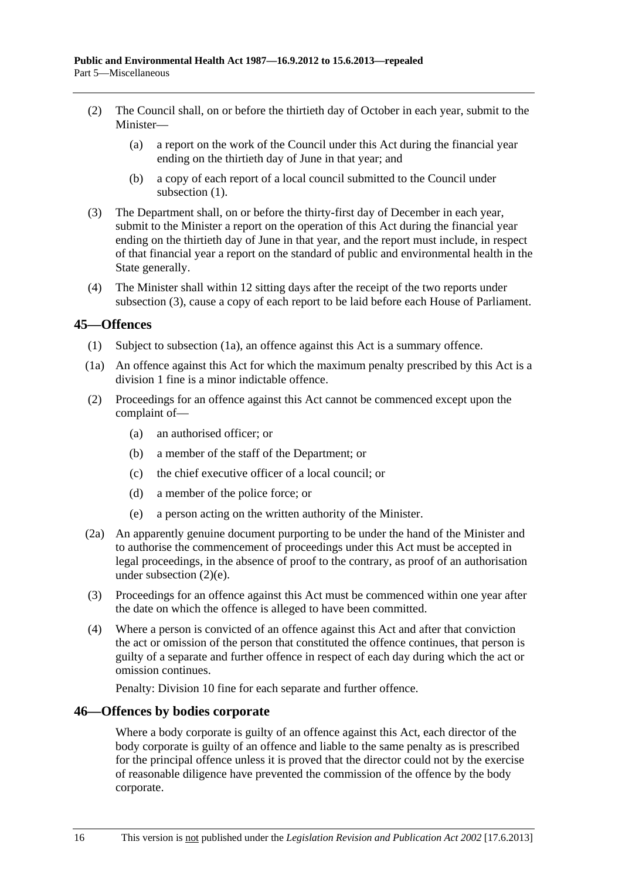(2) The Council shall, on or before the thirtieth day of October in each year, submit to the Minister—

(a) a report on the work of the Council under this Act during the financial year ending on the thirtieth day of June in that year; and

(b) a copy of each report of a local council submitted to the Council under subsection (1).

(3) The Department shall, on or before the thirty-first day of December in each year, submit to the Minister a report on the operation of this Act during the financial year ending on the thirtieth day of June in that year, and the report must include, in respect of that financial year a report on the standard of public and environmental health in the State generally.

(4) The Minister shall within 12 sitting days after the receipt of the two reports under subsection (3), cause a copy of each report to be laid before each House of Parliament.

## 45—Offences

(1) Subject to subsection (1a), an offence against this Act is a summary offence.

(1a) An offence against this Act for which the maximum penalty prescribed by this Act is a division 1 fine is a minor indictable offence.

(2) Proceedings for an offence against this Act cannot be commenced except upon the complaint of—

(a) an authorised officer; or

(b) a member of the staff of the Department; or

(c) the chief executive officer of a local council; or

(d) a member of the police force; or

(e) a person acting on the written authority of the Minister.

(2a) An apparently genuine document purporting to be under the hand of the Minister and to authorise the commencement of proceedings under this Act must be accepted in legal proceedings, in the absence of proof to the contrary, as proof of an authorisation under subsection (2)(e).

(3) Proceedings for an offence against this Act must be commenced within one year after the date on which the offence is alleged to have been committed.

(4) Where a person is convicted of an offence against this Act and after that conviction the act or omission of the person that constituted the offence continues, that person is guilty of a separate and further offence in respect of each day during which the act or omission continues.

Penalty: Division 10 fine for each separate and further offence.

## 46—Offences by bodies corporate

Where a body corporate is guilty of an offence against this Act, each director of the body corporate is guilty of an offence and liable to the same penalty as is prescribed for the principal offence unless it is proved that the director could not by the exercise of reasonable diligence have prevented the commission of the offence by the body corporate.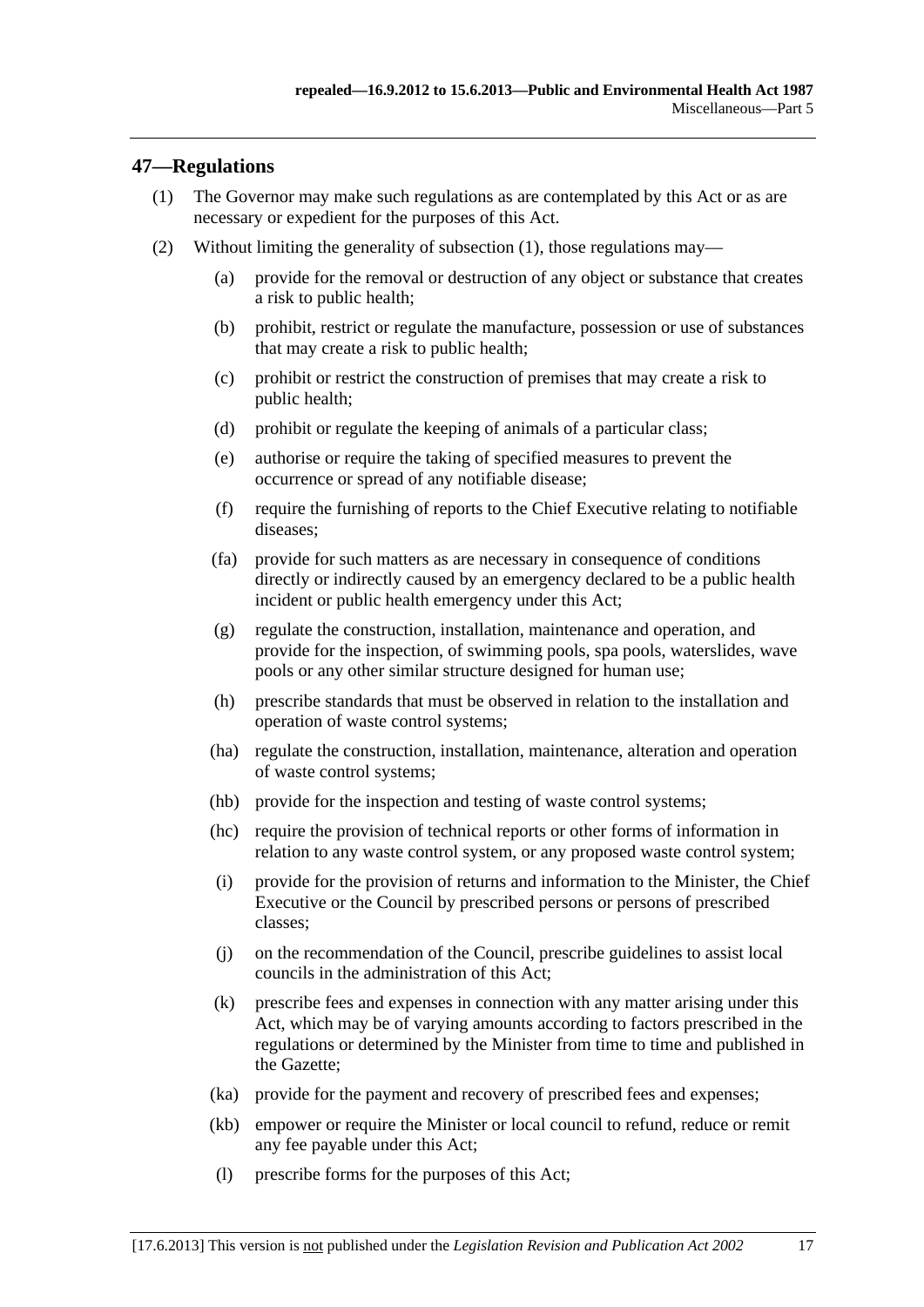## 47—Regulations

(1) The Governor may make such regulations as are contemplated by this Act or as are necessary or expedient for the purposes of this Act.

(2) Without limiting the generality of subsection (1), those regulations may—

- (a) provide for the removal or destruction of any object or substance that creates a risk to public health;
- (b) prohibit, restrict or regulate the manufacture, possession or use of substances that may create a risk to public health;
- (c) prohibit or restrict the construction of premises that may create a risk to public health;
- (d) prohibit or regulate the keeping of animals of a particular class;
- (e) authorise or require the taking of specified measures to prevent the occurrence or spread of any notifiable disease;
- (f) require the furnishing of reports to the Chief Executive relating to notifiable diseases;
- (fa) provide for such matters as are necessary in consequence of conditions directly or indirectly caused by an emergency declared to be a public health incident or public health emergency under this Act;
- (g) regulate the construction, installation, maintenance and operation, and provide for the inspection, of swimming pools, spa pools, waterslides, wave pools or any other similar structure designed for human use;
- (h) prescribe standards that must be observed in relation to the installation and operation of waste control systems;
- (ha) regulate the construction, installation, maintenance, alteration and operation of waste control systems;
- (hb) provide for the inspection and testing of waste control systems;
- (hc) require the provision of technical reports or other forms of information in relation to any waste control system, or any proposed waste control system;
- (i) provide for the provision of returns and information to the Minister, the Chief Executive or the Council by prescribed persons or persons of prescribed classes;
- (j) on the recommendation of the Council, prescribe guidelines to assist local councils in the administration of this Act;
- (k) prescribe fees and expenses in connection with any matter arising under this Act, which may be of varying amounts according to factors prescribed in the regulations or determined by the Minister from time to time and published in the Gazette;
- (ka) provide for the payment and recovery of prescribed fees and expenses;
- (kb) empower or require the Minister or local council to refund, reduce or remit any fee payable under this Act;
- (l) prescribe forms for the purposes of this Act;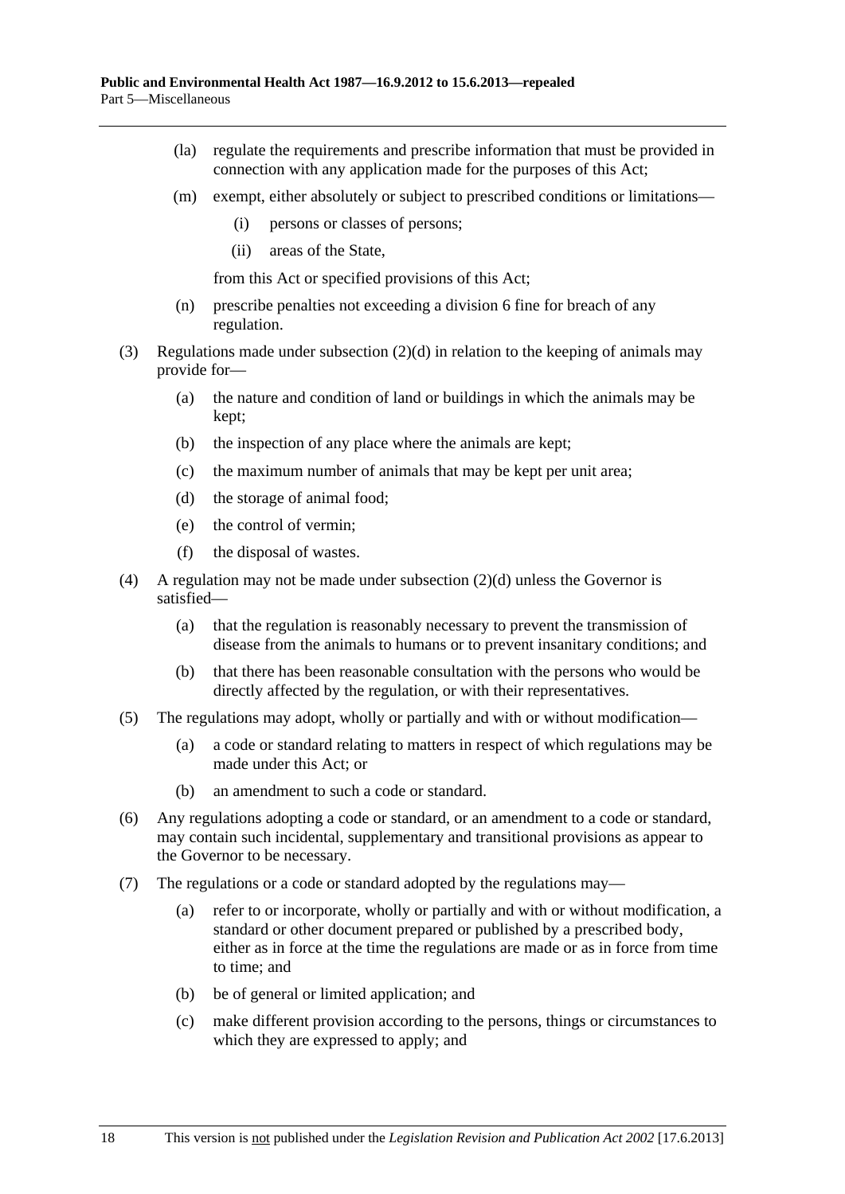(la) regulate the requirements and prescribe information that must be provided in connection with any application made for the purposes of this Act;

(m) exempt, either absolutely or subject to prescribed conditions or limitations—

(i) persons or classes of persons;

(ii) areas of the State,

from this Act or specified provisions of this Act;

(n) prescribe penalties not exceeding a division 6 fine for breach of any regulation.

(3) Regulations made under subsection (2)(d) in relation to the keeping of animals may provide for—

(a) the nature and condition of land or buildings in which the animals may be kept;

(b) the inspection of any place where the animals are kept;

(c) the maximum number of animals that may be kept per unit area;

(d) the storage of animal food;

(e) the control of vermin;

(f) the disposal of wastes.

(4) A regulation may not be made under subsection (2)(d) unless the Governor is satisfied—

(a) that the regulation is reasonably necessary to prevent the transmission of disease from the animals to humans or to prevent insanitary conditions; and

(b) that there has been reasonable consultation with the persons who would be directly affected by the regulation, or with their representatives.

(5) The regulations may adopt, wholly or partially and with or without modification—

(a) a code or standard relating to matters in respect of which regulations may be made under this Act; or

(b) an amendment to such a code or standard.

(6) Any regulations adopting a code or standard, or an amendment to a code or standard, may contain such incidental, supplementary and transitional provisions as appear to the Governor to be necessary.

(7) The regulations or a code or standard adopted by the regulations may—

(a) refer to or incorporate, wholly or partially and with or without modification, a standard or other document prepared or published by a prescribed body, either as in force at the time the regulations are made or as in force from time to time; and

(b) be of general or limited application; and

(c) make different provision according to the persons, things or circumstances to which they are expressed to apply; and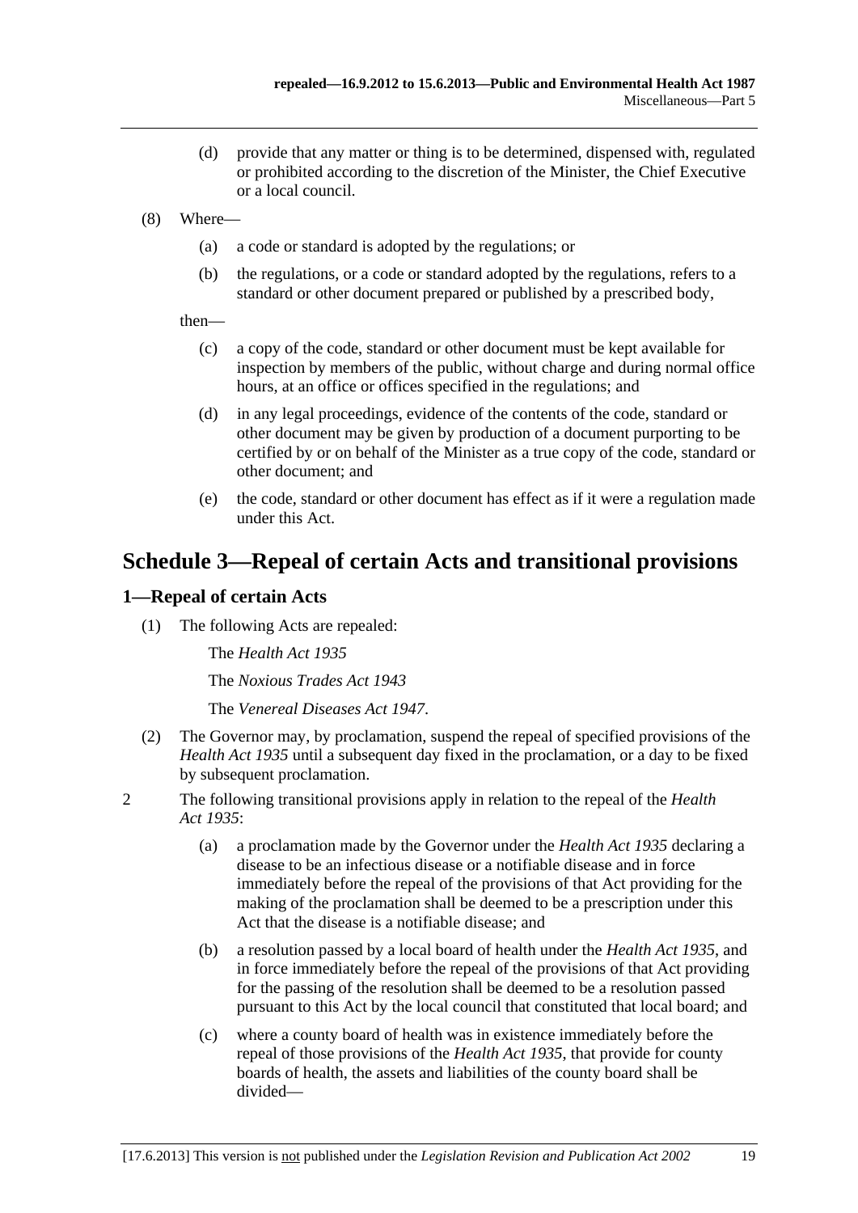(d) provide that any matter or thing is to be determined, dispensed with, regulated or prohibited according to the discretion of the Minister, the Chief Executive or a local council.

(8) Where—

(a) a code or standard is adopted by the regulations; or

(b) the regulations, or a code or standard adopted by the regulations, refers to a standard or other document prepared or published by a prescribed body,

then—

(c) a copy of the code, standard or other document must be kept available for inspection by members of the public, without charge and during normal office hours, at an office or offices specified in the regulations; and

(d) in any legal proceedings, evidence of the contents of the code, standard or other document may be given by production of a document purporting to be certified by or on behalf of the Minister as a true copy of the code, standard or other document; and

(e) the code, standard or other document has effect as if it were a regulation made under this Act.

## Schedule 3—Repeal of certain Acts and transitional provisions

### 1—Repeal of certain Acts

(1) The following Acts are repealed:

The *Health Act 1935*

The *Noxious Trades Act 1943*

The *Venereal Diseases Act 1947*.

(2) The Governor may, by proclamation, suspend the repeal of specified provisions of the *Health Act 1935* until a subsequent day fixed in the proclamation, or a day to be fixed by subsequent proclamation.

2 The following transitional provisions apply in relation to the repeal of the *Health Act 1935*:

(a) a proclamation made by the Governor under the *Health Act 1935* declaring a disease to be an infectious disease or a notifiable disease and in force immediately before the repeal of the provisions of that Act providing for the making of the proclamation shall be deemed to be a prescription under this Act that the disease is a notifiable disease; and

(b) a resolution passed by a local board of health under the *Health Act 1935*, and in force immediately before the repeal of the provisions of that Act providing for the passing of the resolution shall be deemed to be a resolution passed pursuant to this Act by the local council that constituted that local board; and

(c) where a county board of health was in existence immediately before the repeal of those provisions of the *Health Act 1935*, that provide for county boards of health, the assets and liabilities of the county board shall be divided—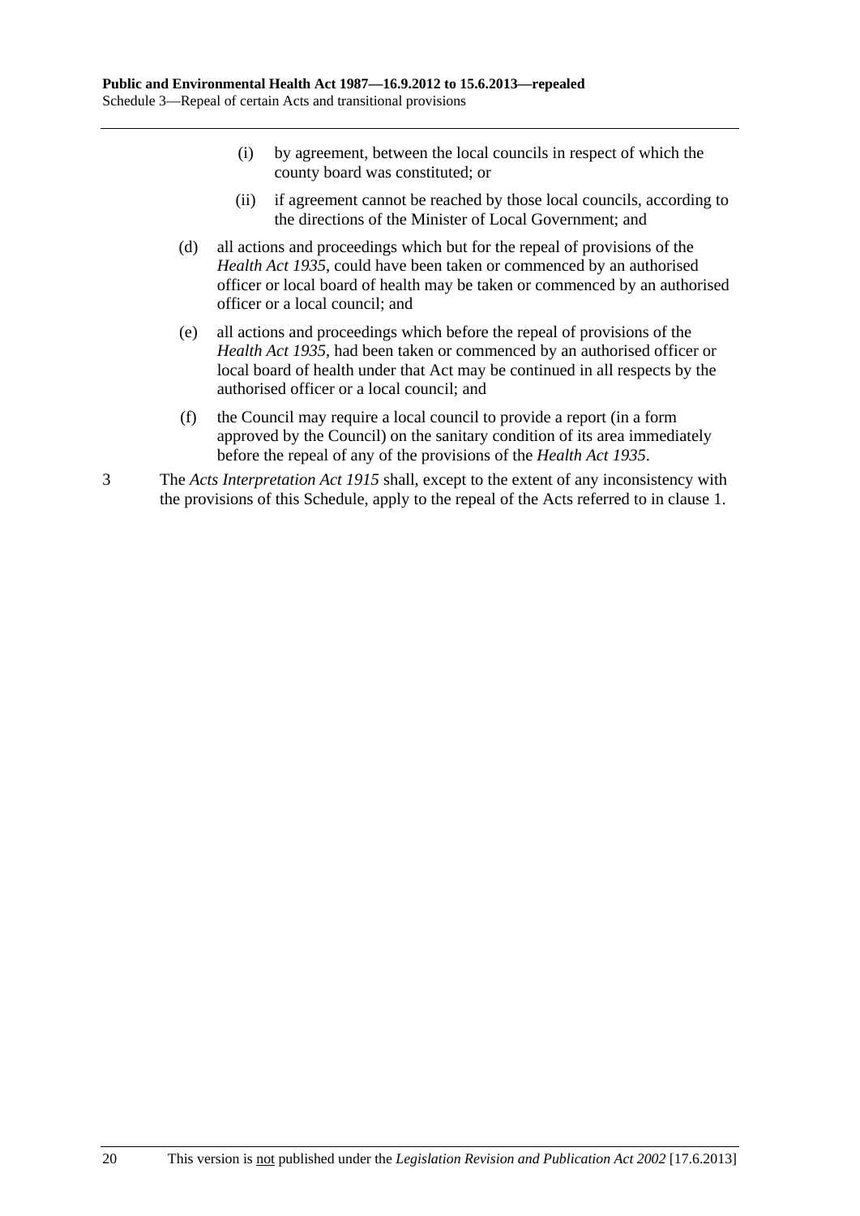(i) by agreement, between the local councils in respect of which the county board was constituted; or

(ii) if agreement cannot be reached by those local councils, according to the directions of the Minister of Local Government; and

(d) all actions and proceedings which but for the repeal of provisions of the *Health Act 1935*, could have been taken or commenced by an authorised officer or local board of health may be taken or commenced by an authorised officer or a local council; and

(e) all actions and proceedings which before the repeal of provisions of the *Health Act 1935*, had been taken or commenced by an authorised officer or local board of health under that Act may be continued in all respects by the authorised officer or a local council; and

(f) the Council may require a local council to provide a report (in a form approved by the Council) on the sanitary condition of its area immediately before the repeal of any of the provisions of the *Health Act 1935*.

3 The *Acts Interpretation Act 1915* shall, except to the extent of any inconsistency with the provisions of this Schedule, apply to the repeal of the Acts referred to in clause 1.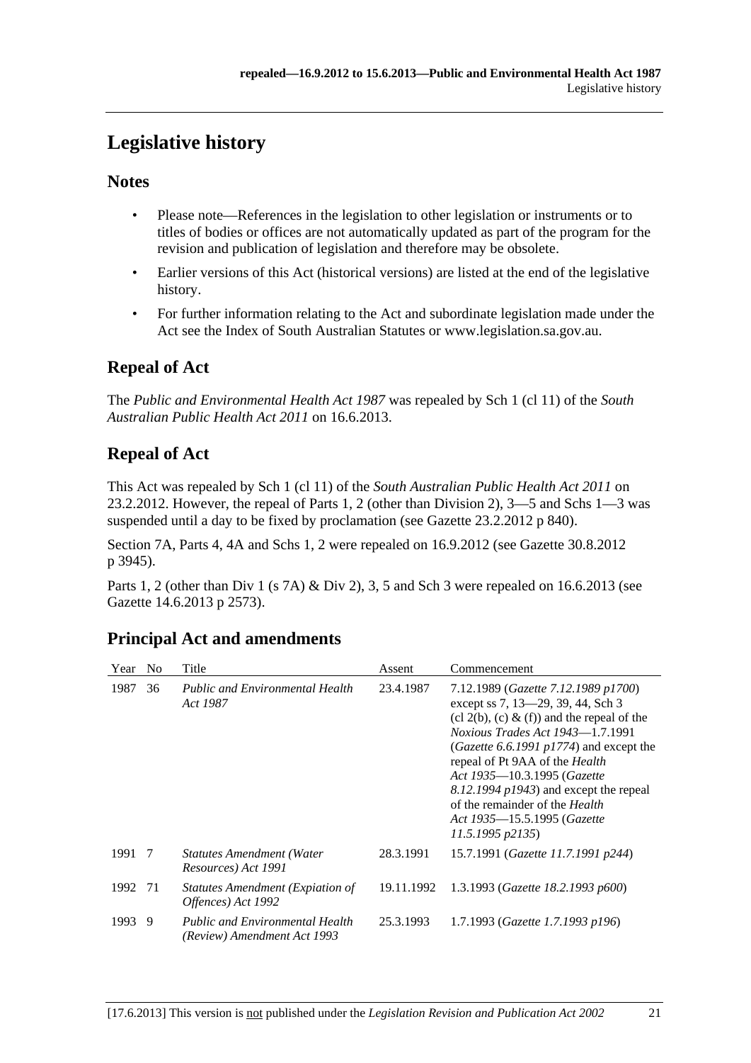# Legislative history

## Notes

- Please note—References in the legislation to other legislation or instruments or to titles of bodies or offices are not automatically updated as part of the program for the revision and publication of legislation and therefore may be obsolete.
- Earlier versions of this Act (historical versions) are listed at the end of the legislative history.
- For further information relating to the Act and subordinate legislation made under the Act see the Index of South Australian Statutes or www.legislation.sa.gov.au.

## Repeal of Act

The *Public and Environmental Health Act 1987* was repealed by Sch 1 (cl 11) of the *South Australian Public Health Act 2011* on 16.6.2013.

## Repeal of Act

This Act was repealed by Sch 1 (cl 11) of the *South Australian Public Health Act 2011* on 23.2.2012. However, the repeal of Parts 1, 2 (other than Division 2), 3—5 and Schs 1—3 was suspended until a day to be fixed by proclamation (see Gazette 23.2.2012 p 840).

Section 7A, Parts 4, 4A and Schs 1, 2 were repealed on 16.9.2012 (see Gazette 30.8.2012 p 3945).

Parts 1, 2 (other than Div 1 (s 7A) & Div 2), 3, 5 and Sch 3 were repealed on 16.6.2013 (see Gazette 14.6.2013 p 2573).

## Principal Act and amendments

| Year | No | Title | Assent | Commencement |
|---|---|---|---|---|
| 1987 | 36 | *Public and Environmental Health Act 1987* | 23.4.1987 | 7.12.1989 (*Gazette 7.12.1989 p1700*) except ss 7, 13—29, 39, 44, Sch 3 (cl 2(b), (c) & (f)) and the repeal of the *Noxious Trades Act 1943*—1.7.1991 (*Gazette 6.6.1991 p1774*) and except the repeal of Pt 9AA of the *Health Act 1935*—10.3.1995 (*Gazette 8.12.1994 p1943*) and except the repeal of the remainder of the *Health Act 1935*—15.5.1995 (*Gazette 11.5.1995 p2135*) |
| 1991 | 7 | *Statutes Amendment (Water Resources) Act 1991* | 28.3.1991 | 15.7.1991 (*Gazette 11.7.1991 p244*) |
| 1992 | 71 | *Statutes Amendment (Expiation of Offences) Act 1992* | 19.11.1992 | 1.3.1993 (*Gazette 18.2.1993 p600*) |
| 1993 | 9 | *Public and Environmental Health (Review) Amendment Act 1993* | 25.3.1993 | 1.7.1993 (*Gazette 1.7.1993 p196*) |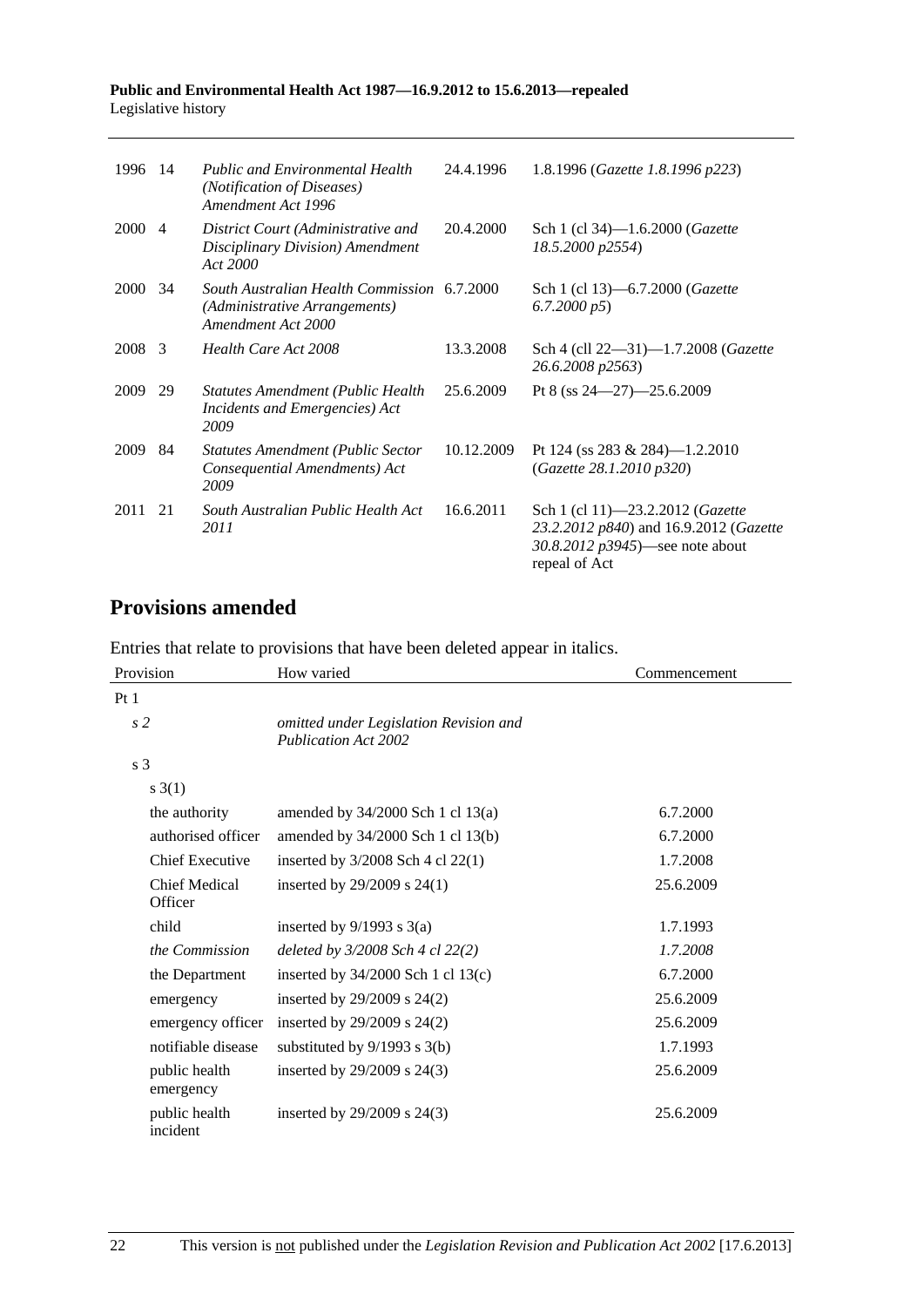| | | | | |
|---|---|---|---|---|
| 1996 | 14 | *Public and Environmental Health (Notification of Diseases) Amendment Act 1996* | 24.4.1996 | 1.8.1996 (*Gazette 1.8.1996 p223*) |
| 2000 | 4 | *District Court (Administrative and Disciplinary Division) Amendment Act 2000* | 20.4.2000 | Sch 1 (cl 34)—1.6.2000 (*Gazette 18.5.2000 p2554*) |
| 2000 | 34 | *South Australian Health Commission (Administrative Arrangements) Amendment Act 2000* | 6.7.2000 | Sch 1 (cl 13)—6.7.2000 (*Gazette 6.7.2000 p5*) |
| 2008 | 3 | *Health Care Act 2008* | 13.3.2008 | Sch 4 (cll 22—31)—1.7.2008 (*Gazette 26.6.2008 p2563*) |
| 2009 | 29 | *Statutes Amendment (Public Health Incidents and Emergencies) Act 2009* | 25.6.2009 | Pt 8 (ss 24—27)—25.6.2009 |
| 2009 | 84 | *Statutes Amendment (Public Sector Consequential Amendments) Act 2009* | 10.12.2009 | Pt 124 (ss 283 & 284)—1.2.2010 (*Gazette 28.1.2010 p320*) |
| 2011 | 21 | *South Australian Public Health Act 2011* | 16.6.2011 | Sch 1 (cl 11)—23.2.2012 (*Gazette 23.2.2012 p840*) and 16.9.2012 (*Gazette 30.8.2012 p3945*)—see note about repeal of Act |

## Provisions amended

Entries that relate to provisions that have been deleted appear in italics.

| Provision | How varied | Commencement |
|---|---|---|
| Pt 1 | | |
| *s 2* | *omitted under Legislation Revision and Publication Act 2002* | |
| s 3 | | |
| s 3(1) | | |
| the authority | amended by 34/2000 Sch 1 cl 13(a) | 6.7.2000 |
| authorised officer | amended by 34/2000 Sch 1 cl 13(b) | 6.7.2000 |
| Chief Executive | inserted by 3/2008 Sch 4 cl 22(1) | 1.7.2008 |
| Chief Medical Officer | inserted by 29/2009 s 24(1) | 25.6.2009 |
| child | inserted by 9/1993 s 3(a) | 1.7.1993 |
| *the Commission* | *deleted by 3/2008 Sch 4 cl 22(2)* | *1.7.2008* |
| the Department | inserted by 34/2000 Sch 1 cl 13(c) | 6.7.2000 |
| emergency | inserted by 29/2009 s 24(2) | 25.6.2009 |
| emergency officer | inserted by 29/2009 s 24(2) | 25.6.2009 |
| notifiable disease | substituted by 9/1993 s 3(b) | 1.7.1993 |
| public health emergency | inserted by 29/2009 s 24(3) | 25.6.2009 |
| public health incident | inserted by 29/2009 s 24(3) | 25.6.2009 |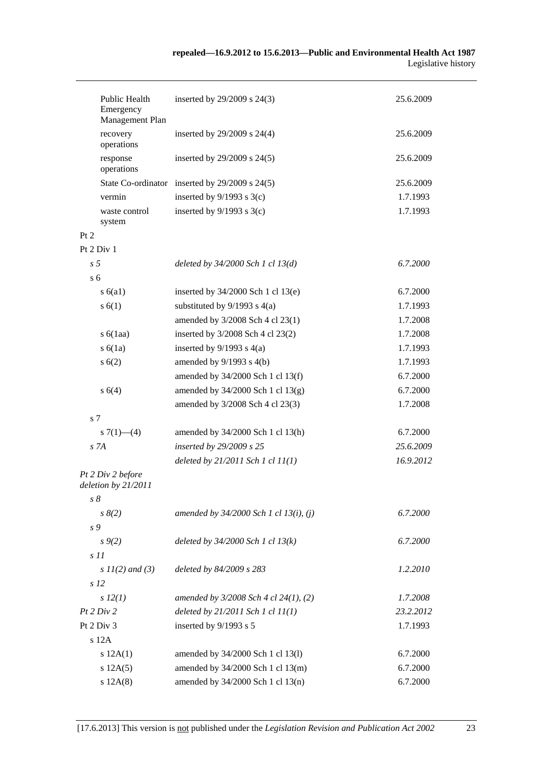| | | |
|---|---|---|
| Public Health Emergency Management Plan | inserted by 29/2009 s 24(3) | 25.6.2009 |
| recovery operations | inserted by 29/2009 s 24(4) | 25.6.2009 |
| response operations | inserted by 29/2009 s 24(5) | 25.6.2009 |
| State Co-ordinator | inserted by 29/2009 s 24(5) | 25.6.2009 |
| vermin | inserted by 9/1993 s 3(c) | 1.7.1993 |
| waste control system | inserted by 9/1993 s 3(c) | 1.7.1993 |
| Pt 2 | | |
| Pt 2 Div 1 | | |
| *s 5* | *deleted by 34/2000 Sch 1 cl 13(d)* | *6.7.2000* |
| s 6 | | |
| s 6(a1) | inserted by 34/2000 Sch 1 cl 13(e) | 6.7.2000 |
| s 6(1) | substituted by 9/1993 s 4(a) | 1.7.1993 |
| | amended by 3/2008 Sch 4 cl 23(1) | 1.7.2008 |
| s 6(1aa) | inserted by 3/2008 Sch 4 cl 23(2) | 1.7.2008 |
| s 6(1a) | inserted by 9/1993 s 4(a) | 1.7.1993 |
| s 6(2) | amended by 9/1993 s 4(b) | 1.7.1993 |
| | amended by 34/2000 Sch 1 cl 13(f) | 6.7.2000 |
| s 6(4) | amended by 34/2000 Sch 1 cl 13(g) | 6.7.2000 |
| | amended by 3/2008 Sch 4 cl 23(3) | 1.7.2008 |
| s 7 | | |
| s 7(1)—(4) | amended by 34/2000 Sch 1 cl 13(h) | 6.7.2000 |
| *s 7A* | *inserted by 29/2009 s 25* | *25.6.2009* |
| | *deleted by 21/2011 Sch 1 cl 11(1)* | *16.9.2012* |
| *Pt 2 Div 2 before deletion by 21/2011* | | |
| *s 8* | | |
| *s 8(2)* | *amended by 34/2000 Sch 1 cl 13(i), (j)* | *6.7.2000* |
| *s 9* | | |
| *s 9(2)* | *deleted by 34/2000 Sch 1 cl 13(k)* | *6.7.2000* |
| *s 11* | | |
| *s 11(2) and (3)* | *deleted by 84/2009 s 283* | *1.2.2010* |
| *s 12* | | |
| *s 12(1)* | *amended by 3/2008 Sch 4 cl 24(1), (2)* | *1.7.2008* |
| *Pt 2 Div 2* | *deleted by 21/2011 Sch 1 cl 11(1)* | *23.2.2012* |
| Pt 2 Div 3 | inserted by 9/1993 s 5 | 1.7.1993 |
| s 12A | | |
| s 12A(1) | amended by 34/2000 Sch 1 cl 13(l) | 6.7.2000 |
| s 12A(5) | amended by 34/2000 Sch 1 cl 13(m) | 6.7.2000 |
| s 12A(8) | amended by 34/2000 Sch 1 cl 13(n) | 6.7.2000 |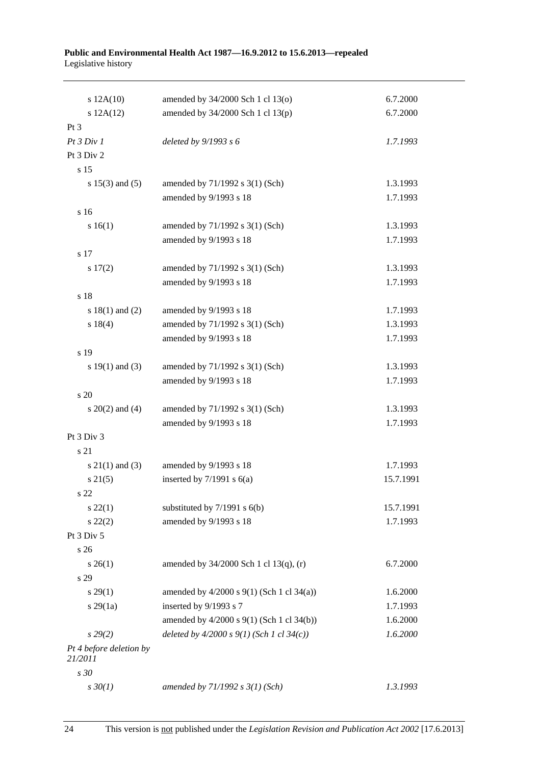| | | |
|---|---|---|
| s 12A(10) | amended by 34/2000 Sch 1 cl 13(o) | 6.7.2000 |
| s 12A(12) | amended by 34/2000 Sch 1 cl 13(p) | 6.7.2000 |
| Pt 3 | | |
| *Pt 3 Div 1* | *deleted by 9/1993 s 6* | *1.7.1993* |
| Pt 3 Div 2 | | |
| s 15 | | |
| s 15(3) and (5) | amended by 71/1992 s 3(1) (Sch) | 1.3.1993 |
| | amended by 9/1993 s 18 | 1.7.1993 |
| s 16 | | |
| s 16(1) | amended by 71/1992 s 3(1) (Sch) | 1.3.1993 |
| | amended by 9/1993 s 18 | 1.7.1993 |
| s 17 | | |
| s 17(2) | amended by 71/1992 s 3(1) (Sch) | 1.3.1993 |
| | amended by 9/1993 s 18 | 1.7.1993 |
| s 18 | | |
| s 18(1) and (2) | amended by 9/1993 s 18 | 1.7.1993 |
| s 18(4) | amended by 71/1992 s 3(1) (Sch) | 1.3.1993 |
| | amended by 9/1993 s 18 | 1.7.1993 |
| s 19 | | |
| s 19(1) and (3) | amended by 71/1992 s 3(1) (Sch) | 1.3.1993 |
| | amended by 9/1993 s 18 | 1.7.1993 |
| s 20 | | |
| s 20(2) and (4) | amended by 71/1992 s 3(1) (Sch) | 1.3.1993 |
| | amended by 9/1993 s 18 | 1.7.1993 |
| Pt 3 Div 3 | | |
| s 21 | | |
| s 21(1) and (3) | amended by 9/1993 s 18 | 1.7.1993 |
| s 21(5) | inserted by 7/1991 s 6(a) | 15.7.1991 |
| s 22 | | |
| s 22(1) | substituted by 7/1991 s 6(b) | 15.7.1991 |
| s 22(2) | amended by 9/1993 s 18 | 1.7.1993 |
| Pt 3 Div 5 | | |
| s 26 | | |
| s 26(1) | amended by 34/2000 Sch 1 cl 13(q), (r) | 6.7.2000 |
| s 29 | | |
| s 29(1) | amended by 4/2000 s 9(1) (Sch 1 cl 34(a)) | 1.6.2000 |
| s 29(1a) | inserted by 9/1993 s 7 | 1.7.1993 |
| | amended by 4/2000 s 9(1) (Sch 1 cl 34(b)) | 1.6.2000 |
| *s 29(2)* | *deleted by 4/2000 s 9(1) (Sch 1 cl 34(c))* | *1.6.2000* |
| *Pt 4 before deletion by 21/2011* | | |
| *s 30* | | |
| *s 30(1)* | *amended by 71/1992 s 3(1) (Sch)* | *1.3.1993* |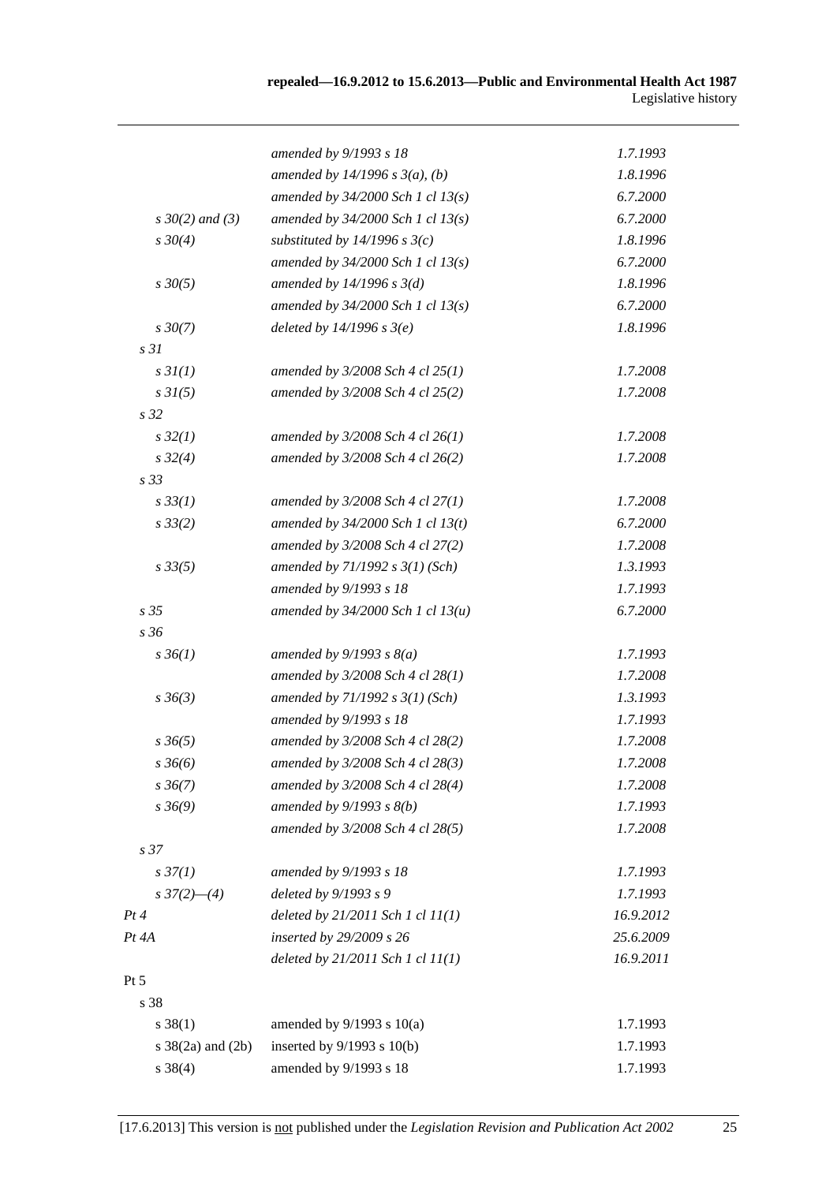| | | |
|---|---|---|
| | *amended by 9/1993 s 18* | *1.7.1993* |
| | *amended by 14/1996 s 3(a), (b)* | *1.8.1996* |
| | *amended by 34/2000 Sch 1 cl 13(s)* | *6.7.2000* |
| *s 30(2) and (3)* | *amended by 34/2000 Sch 1 cl 13(s)* | *6.7.2000* |
| *s 30(4)* | *substituted by 14/1996 s 3(c)* | *1.8.1996* |
| | *amended by 34/2000 Sch 1 cl 13(s)* | *6.7.2000* |
| *s 30(5)* | *amended by 14/1996 s 3(d)* | *1.8.1996* |
| | *amended by 34/2000 Sch 1 cl 13(s)* | *6.7.2000* |
| *s 30(7)* | *deleted by 14/1996 s 3(e)* | *1.8.1996* |
| *s 31* | | |
| *s 31(1)* | *amended by 3/2008 Sch 4 cl 25(1)* | *1.7.2008* |
| *s 31(5)* | *amended by 3/2008 Sch 4 cl 25(2)* | *1.7.2008* |
| *s 32* | | |
| *s 32(1)* | *amended by 3/2008 Sch 4 cl 26(1)* | *1.7.2008* |
| *s 32(4)* | *amended by 3/2008 Sch 4 cl 26(2)* | *1.7.2008* |
| *s 33* | | |
| *s 33(1)* | *amended by 3/2008 Sch 4 cl 27(1)* | *1.7.2008* |
| *s 33(2)* | *amended by 34/2000 Sch 1 cl 13(t)* | *6.7.2000* |
| | *amended by 3/2008 Sch 4 cl 27(2)* | *1.7.2008* |
| *s 33(5)* | *amended by 71/1992 s 3(1) (Sch)* | *1.3.1993* |
| | *amended by 9/1993 s 18* | *1.7.1993* |
| *s 35* | *amended by 34/2000 Sch 1 cl 13(u)* | *6.7.2000* |
| *s 36* | | |
| *s 36(1)* | *amended by 9/1993 s 8(a)* | *1.7.1993* |
| | *amended by 3/2008 Sch 4 cl 28(1)* | *1.7.2008* |
| *s 36(3)* | *amended by 71/1992 s 3(1) (Sch)* | *1.3.1993* |
| | *amended by 9/1993 s 18* | *1.7.1993* |
| *s 36(5)* | *amended by 3/2008 Sch 4 cl 28(2)* | *1.7.2008* |
| *s 36(6)* | *amended by 3/2008 Sch 4 cl 28(3)* | *1.7.2008* |
| *s 36(7)* | *amended by 3/2008 Sch 4 cl 28(4)* | *1.7.2008* |
| *s 36(9)* | *amended by 9/1993 s 8(b)* | *1.7.1993* |
| | *amended by 3/2008 Sch 4 cl 28(5)* | *1.7.2008* |
| *s 37* | | |
| *s 37(1)* | *amended by 9/1993 s 18* | *1.7.1993* |
| *s 37(2)—(4)* | *deleted by 9/1993 s 9* | *1.7.1993* |
| *Pt 4* | *deleted by 21/2011 Sch 1 cl 11(1)* | *16.9.2012* |
| *Pt 4A* | *inserted by 29/2009 s 26* | *25.6.2009* |
| | *deleted by 21/2011 Sch 1 cl 11(1)* | *16.9.2011* |
| Pt 5 | | |
| s 38 | | |
| s 38(1) | amended by 9/1993 s 10(a) | 1.7.1993 |
| s 38(2a) and (2b) | inserted by 9/1993 s 10(b) | 1.7.1993 |
| s 38(4) | amended by 9/1993 s 18 | 1.7.1993 |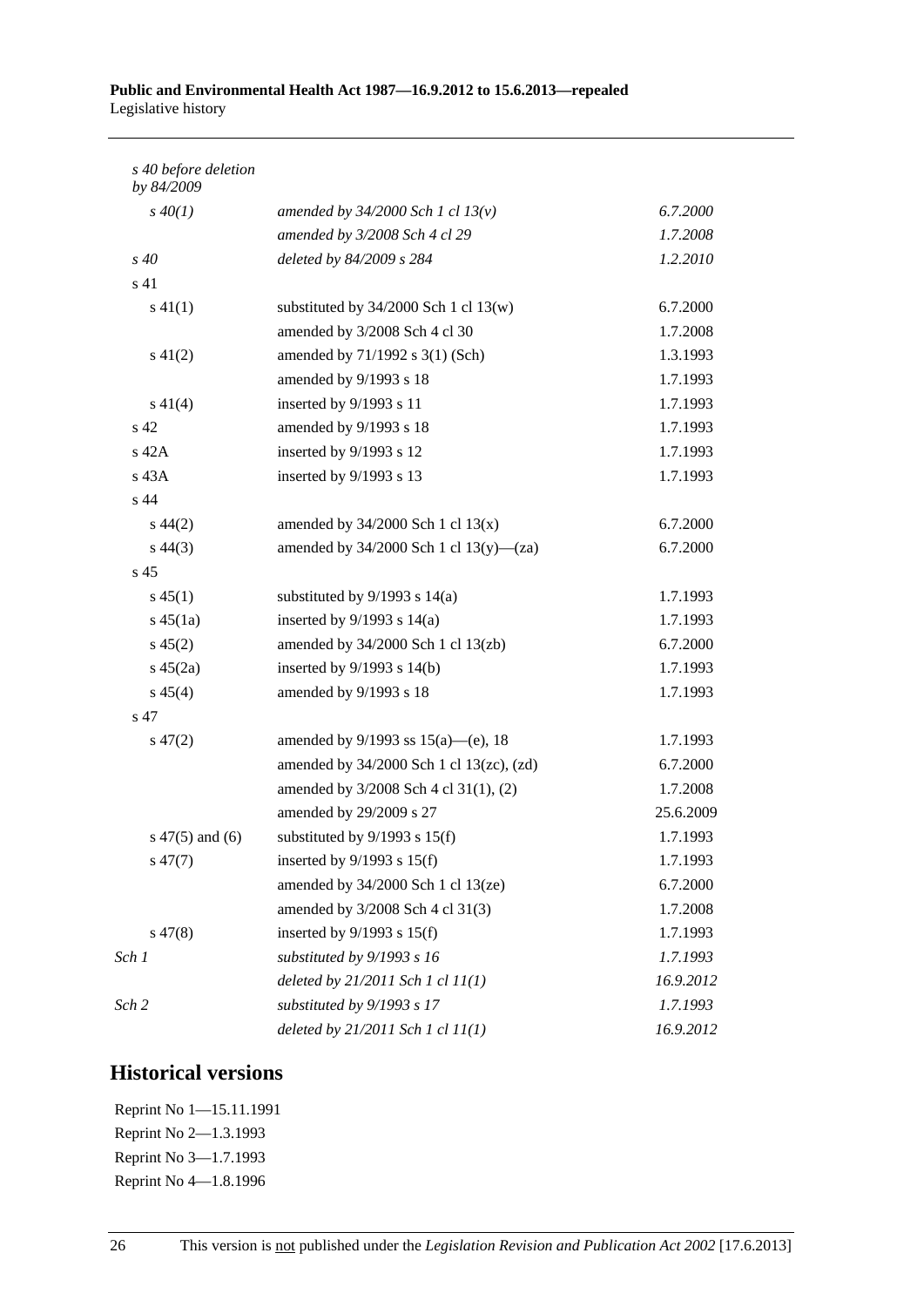| | | |
|---|---|---|
| *s 40 before deletion by 84/2009* | | |
| *s 40(1)* | *amended by 34/2000 Sch 1 cl 13(v)* | *6.7.2000* |
| | *amended by 3/2008 Sch 4 cl 29* | *1.7.2008* |
| *s 40* | *deleted by 84/2009 s 284* | *1.2.2010* |
| s 41 | | |
| s 41(1) | substituted by 34/2000 Sch 1 cl 13(w) | 6.7.2000 |
| | amended by 3/2008 Sch 4 cl 30 | 1.7.2008 |
| s 41(2) | amended by 71/1992 s 3(1) (Sch) | 1.3.1993 |
| | amended by 9/1993 s 18 | 1.7.1993 |
| s 41(4) | inserted by 9/1993 s 11 | 1.7.1993 |
| s 42 | amended by 9/1993 s 18 | 1.7.1993 |
| s 42A | inserted by 9/1993 s 12 | 1.7.1993 |
| s 43A | inserted by 9/1993 s 13 | 1.7.1993 |
| s 44 | | |
| s 44(2) | amended by 34/2000 Sch 1 cl 13(x) | 6.7.2000 |
| s 44(3) | amended by 34/2000 Sch 1 cl 13(y)—(za) | 6.7.2000 |
| s 45 | | |
| s 45(1) | substituted by 9/1993 s 14(a) | 1.7.1993 |
| s 45(1a) | inserted by 9/1993 s 14(a) | 1.7.1993 |
| s 45(2) | amended by 34/2000 Sch 1 cl 13(zb) | 6.7.2000 |
| s 45(2a) | inserted by 9/1993 s 14(b) | 1.7.1993 |
| s 45(4) | amended by 9/1993 s 18 | 1.7.1993 |
| s 47 | | |
| s 47(2) | amended by 9/1993 ss 15(a)—(e), 18 | 1.7.1993 |
| | amended by 34/2000 Sch 1 cl 13(zc), (zd) | 6.7.2000 |
| | amended by 3/2008 Sch 4 cl 31(1), (2) | 1.7.2008 |
| | amended by 29/2009 s 27 | 25.6.2009 |
| s 47(5) and (6) | substituted by 9/1993 s 15(f) | 1.7.1993 |
| s 47(7) | inserted by 9/1993 s 15(f) | 1.7.1993 |
| | amended by 34/2000 Sch 1 cl 13(ze) | 6.7.2000 |
| | amended by 3/2008 Sch 4 cl 31(3) | 1.7.2008 |
| s 47(8) | inserted by 9/1993 s 15(f) | 1.7.1993 |
| *Sch 1* | *substituted by 9/1993 s 16* | *1.7.1993* |
| | *deleted by 21/2011 Sch 1 cl 11(1)* | *16.9.2012* |
| *Sch 2* | *substituted by 9/1993 s 17* | *1.7.1993* |
| | *deleted by 21/2011 Sch 1 cl 11(1)* | *16.9.2012* |

## Historical versions

Reprint No 1—15.11.1991
Reprint No 2—1.3.1993
Reprint No 3—1.7.1993
Reprint No 4—1.8.1996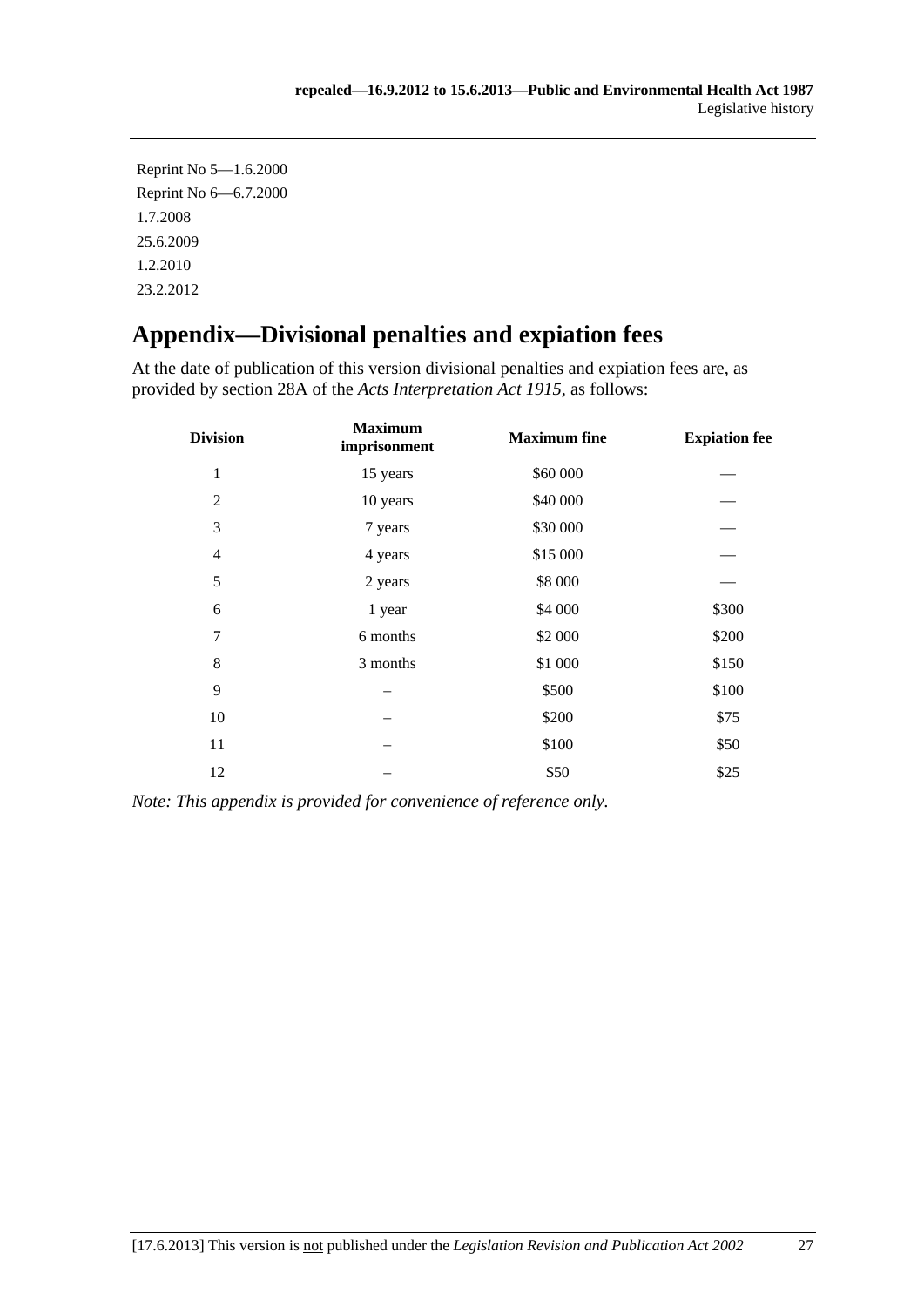Reprint No 5—1.6.2000
Reprint No 6—6.7.2000
1.7.2008
25.6.2009
1.2.2010
23.2.2012

## Appendix—Divisional penalties and expiation fees

At the date of publication of this version divisional penalties and expiation fees are, as provided by section 28A of the *Acts Interpretation Act 1915*, as follows:

| Division | Maximum imprisonment | Maximum fine | Expiation fee |
|---|---|---|---|
| 1 | 15 years | $60 000 | — |
| 2 | 10 years | $40 000 | — |
| 3 | 7 years | $30 000 | — |
| 4 | 4 years | $15 000 | — |
| 5 | 2 years | $8 000 | — |
| 6 | 1 year | $4 000 | $300 |
| 7 | 6 months | $2 000 | $200 |
| 8 | 3 months | $1 000 | $150 |
| 9 | – | $500 | $100 |
| 10 | – | $200 | $75 |
| 11 | – | $100 | $50 |
| 12 | – | $50 | $25 |

*Note: This appendix is provided for convenience of reference only.*